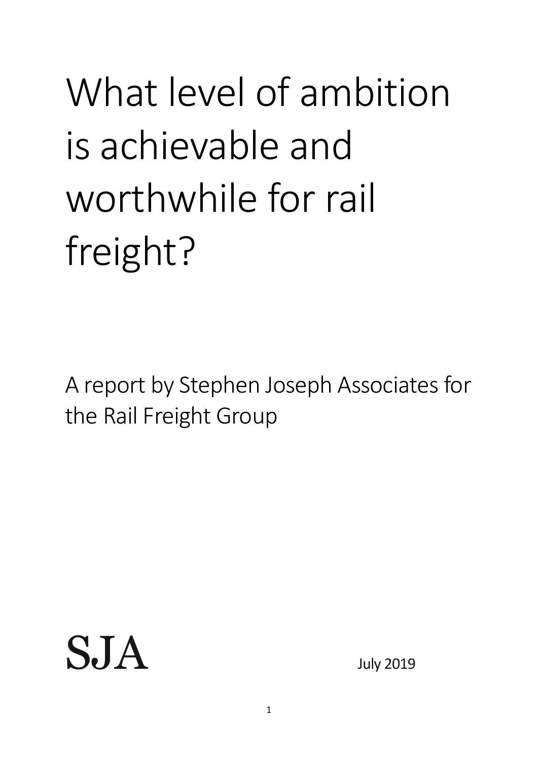# What level of ambition is achievable and worthwhile for rail freight?

A report by Stephen Joseph Associates for the Rail Freight Group

SJA

July 2019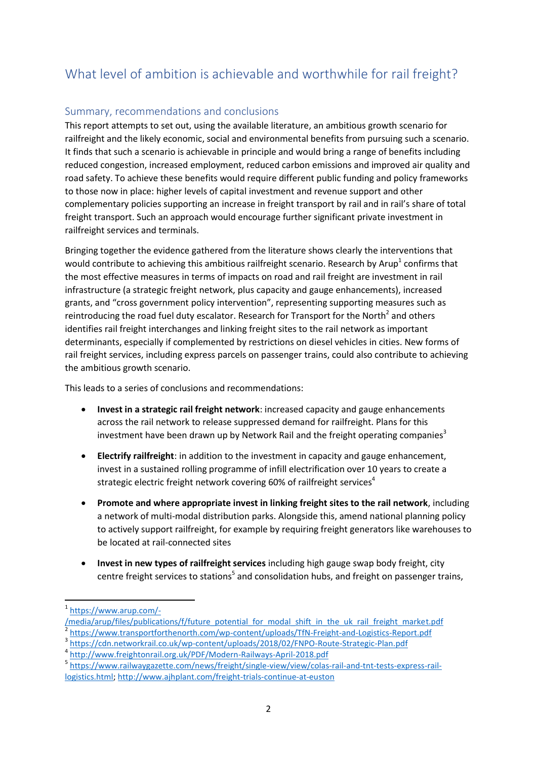# What level of ambition is achievable and worthwhile for rail freight?

## Summary, recommendations and conclusions

This report attempts to set out, using the available literature, an ambitious growth scenario for railfreight and the likely economic, social and environmental benefits from pursuing such a scenario. It finds that such a scenario is achievable in principle and would bring a range of benefits including reduced congestion, increased employment, reduced carbon emissions and improved air quality and road safety. To achieve these benefits would require different public funding and policy frameworks to those now in place: higher levels of capital investment and revenue support and other complementary policies supporting an increase in freight transport by rail and in rail's share of total freight transport. Such an approach would encourage further significant private investment in railfreight services and terminals.

Bringing together the evidence gathered from the literature shows clearly the interventions that would contribute to achieving this ambitious railfreight scenario. Research by Arup[1] confirms that the most effective measures in terms of impacts on road and rail freight are investment in rail infrastructure (a strategic freight network, plus capacity and gauge enhancements), increased grants, and "cross government policy intervention", representing supporting measures such as reintroducing the road fuel duty escalator. Research for Transport for the North[2] and others identifies rail freight interchanges and linking freight sites to the rail network as important determinants, especially if complemented by restrictions on diesel vehicles in cities. New forms of rail freight services, including express parcels on passenger trains, could also contribute to achieving the ambitious growth scenario.

This leads to a series of conclusions and recommendations:

- **Invest in a strategic rail freight network**: increased capacity and gauge enhancements across the rail network to release suppressed demand for railfreight. Plans for this investment have been drawn up by Network Rail and the freight operating companies[3]
- **Electrify railfreight**: in addition to the investment in capacity and gauge enhancement, invest in a sustained rolling programme of infill electrification over 10 years to create a strategic electric freight network covering 60% of railfreight services[4]
- **Promote and where appropriate invest in linking freight sites to the rail network**, including a network of multi-modal distribution parks. Alongside this, amend national planning policy to actively support railfreight, for example by requiring freight generators like warehouses to be located at rail-connected sites
- **Invest in new types of railfreight services** including high gauge swap body freight, city centre freight services to stations[5] and consolidation hubs, and freight on passenger trains,

---

[1] https://www.arup.com/-/media/arup/files/publications/f/future_potential_for_modal_shift_in_the_uk_rail_freight_market.pdf

[2] https://www.transportforthenorth.com/wp-content/uploads/TfN-Freight-and-Logistics-Report.pdf

[3] https://cdn.networkrail.co.uk/wp-content/uploads/2018/02/FNPO-Route-Strategic-Plan.pdf

[4] http://www.freightonrail.org.uk/PDF/Modern-Railways-April-2018.pdf

[5] https://www.railwaygazette.com/news/freight/single-view/view/colas-rail-and-tnt-tests-express-rail-logistics.html; http://www.ajhplant.com/freight-trials-continue-at-euston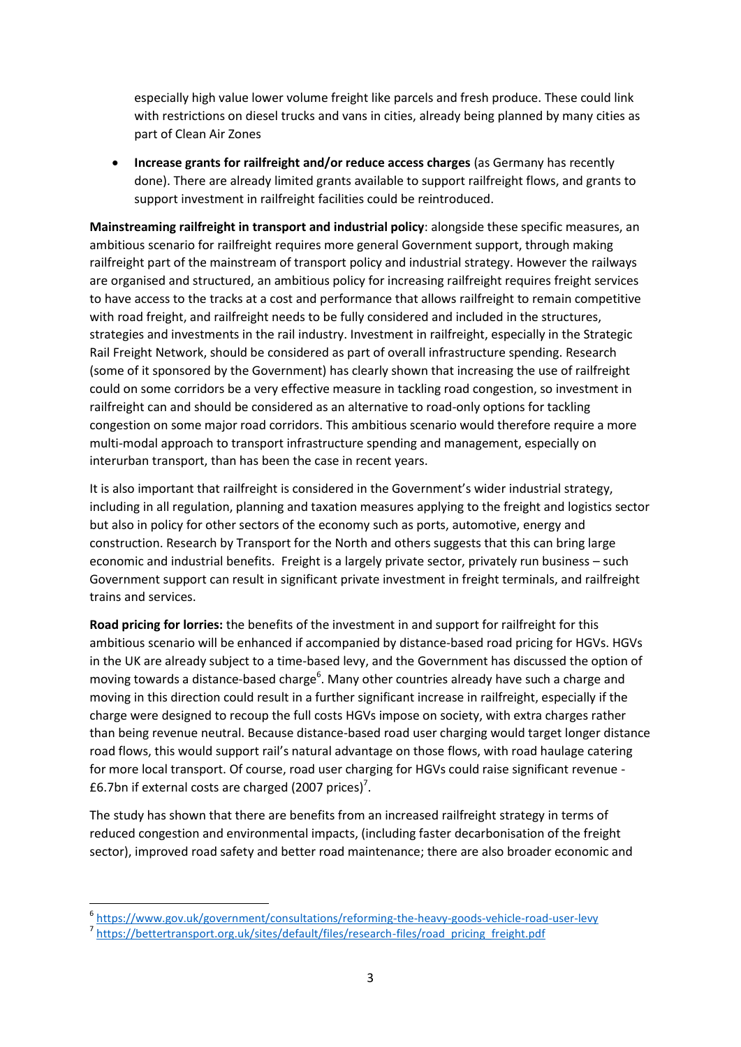especially high value lower volume freight like parcels and fresh produce. These could link with restrictions on diesel trucks and vans in cities, already being planned by many cities as part of Clean Air Zones

- **Increase grants for railfreight and/or reduce access charges** (as Germany has recently done). There are already limited grants available to support railfreight flows, and grants to support investment in railfreight facilities could be reintroduced.

**Mainstreaming railfreight in transport and industrial policy**: alongside these specific measures, an ambitious scenario for railfreight requires more general Government support, through making railfreight part of the mainstream of transport policy and industrial strategy. However the railways are organised and structured, an ambitious policy for increasing railfreight requires freight services to have access to the tracks at a cost and performance that allows railfreight to remain competitive with road freight, and railfreight needs to be fully considered and included in the structures, strategies and investments in the rail industry. Investment in railfreight, especially in the Strategic Rail Freight Network, should be considered as part of overall infrastructure spending. Research (some of it sponsored by the Government) has clearly shown that increasing the use of railfreight could on some corridors be a very effective measure in tackling road congestion, so investment in railfreight can and should be considered as an alternative to road-only options for tackling congestion on some major road corridors. This ambitious scenario would therefore require a more multi-modal approach to transport infrastructure spending and management, especially on interurban transport, than has been the case in recent years.

It is also important that railfreight is considered in the Government's wider industrial strategy, including in all regulation, planning and taxation measures applying to the freight and logistics sector but also in policy for other sectors of the economy such as ports, automotive, energy and construction. Research by Transport for the North and others suggests that this can bring large economic and industrial benefits. Freight is a largely private sector, privately run business – such Government support can result in significant private investment in freight terminals, and railfreight trains and services.

**Road pricing for lorries:** the benefits of the investment in and support for railfreight for this ambitious scenario will be enhanced if accompanied by distance-based road pricing for HGVs. HGVs in the UK are already subject to a time-based levy, and the Government has discussed the option of moving towards a distance-based charge[6]. Many other countries already have such a charge and moving in this direction could result in a further significant increase in railfreight, especially if the charge were designed to recoup the full costs HGVs impose on society, with extra charges rather than being revenue neutral. Because distance-based road user charging would target longer distance road flows, this would support rail's natural advantage on those flows, with road haulage catering for more local transport. Of course, road user charging for HGVs could raise significant revenue - £6.7bn if external costs are charged (2007 prices)[7].

The study has shown that there are benefits from an increased railfreight strategy in terms of reduced congestion and environmental impacts, (including faster decarbonisation of the freight sector), improved road safety and better road maintenance; there are also broader economic and

[6] https://www.gov.uk/government/consultations/reforming-the-heavy-goods-vehicle-road-user-levy

[7] https://bettertransport.org.uk/sites/default/files/research-files/road_pricing_freight.pdf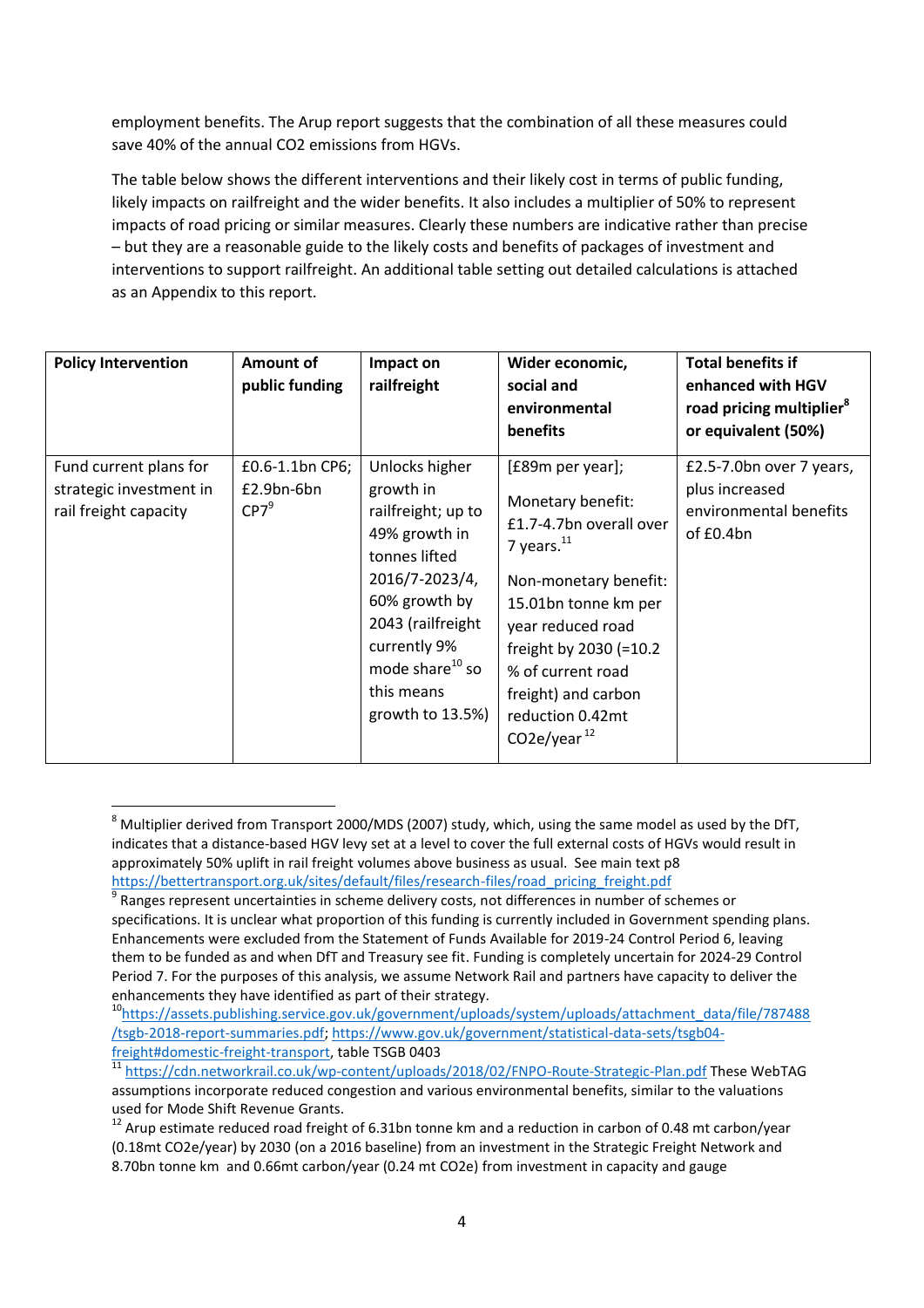employment benefits. The Arup report suggests that the combination of all these measures could save 40% of the annual CO2 emissions from HGVs.

The table below shows the different interventions and their likely cost in terms of public funding, likely impacts on railfreight and the wider benefits. It also includes a multiplier of 50% to represent impacts of road pricing or similar measures. Clearly these numbers are indicative rather than precise – but they are a reasonable guide to the likely costs and benefits of packages of investment and interventions to support railfreight. An additional table setting out detailed calculations is attached as an Appendix to this report.

| Policy Intervention | Amount of public funding | Impact on railfreight | Wider economic, social and environmental benefits | Total benefits if enhanced with HGV road pricing multiplier[8] or equivalent (50%) |
|---|---|---|---|---|
| Fund current plans for strategic investment in rail freight capacity | £0.6-1.1bn CP6; £2.9bn-6bn CP7[9] | Unlocks higher growth in railfreight; up to 49% growth in tonnes lifted 2016/7-2023/4, 60% growth by 2043 (railfreight currently 9% mode share[10] so this means growth to 13.5%) | [£89m per year]; Monetary benefit: £1.7-4.7bn overall over 7 years.[11] Non-monetary benefit: 15.01bn tonne km per year reduced road freight by 2030 (=10.2 % of current road freight) and carbon reduction 0.42mt $CO_2e$/year [12] | £2.5-7.0bn over 7 years, plus increased environmental benefits of £0.4bn |

[8] Multiplier derived from Transport 2000/MDS (2007) study, which, using the same model as used by the DfT, indicates that a distance-based HGV levy set at a level to cover the full external costs of HGVs would result in approximately 50% uplift in rail freight volumes above business as usual. See main text p8 https://bettertransport.org.uk/sites/default/files/research-files/road_pricing_freight.pdf

[9] Ranges represent uncertainties in scheme delivery costs, not differences in number of schemes or specifications. It is unclear what proportion of this funding is currently included in Government spending plans. Enhancements were excluded from the Statement of Funds Available for 2019-24 Control Period 6, leaving them to be funded as and when DfT and Treasury see fit. Funding is completely uncertain for 2024-29 Control Period 7. For the purposes of this analysis, we assume Network Rail and partners have capacity to deliver the enhancements they have identified as part of their strategy.

[10] https://assets.publishing.service.gov.uk/government/uploads/system/uploads/attachment_data/file/787488/tsgb-2018-report-summaries.pdf; https://www.gov.uk/government/statistical-data-sets/tsgb04-freight#domestic-freight-transport, table TSGB 0403

[11] https://cdn.networkrail.co.uk/wp-content/uploads/2018/02/FNPO-Route-Strategic-Plan.pdf These WebTAG assumptions incorporate reduced congestion and various environmental benefits, similar to the valuations used for Mode Shift Revenue Grants.

[12] Arup estimate reduced road freight of 6.31bn tonne km and a reduction in carbon of 0.48 mt carbon/year (0.18mt $CO_2e$/year) by 2030 (on a 2016 baseline) from an investment in the Strategic Freight Network and 8.70bn tonne km and 0.66mt carbon/year (0.24 mt $CO_2e$) from investment in capacity and gauge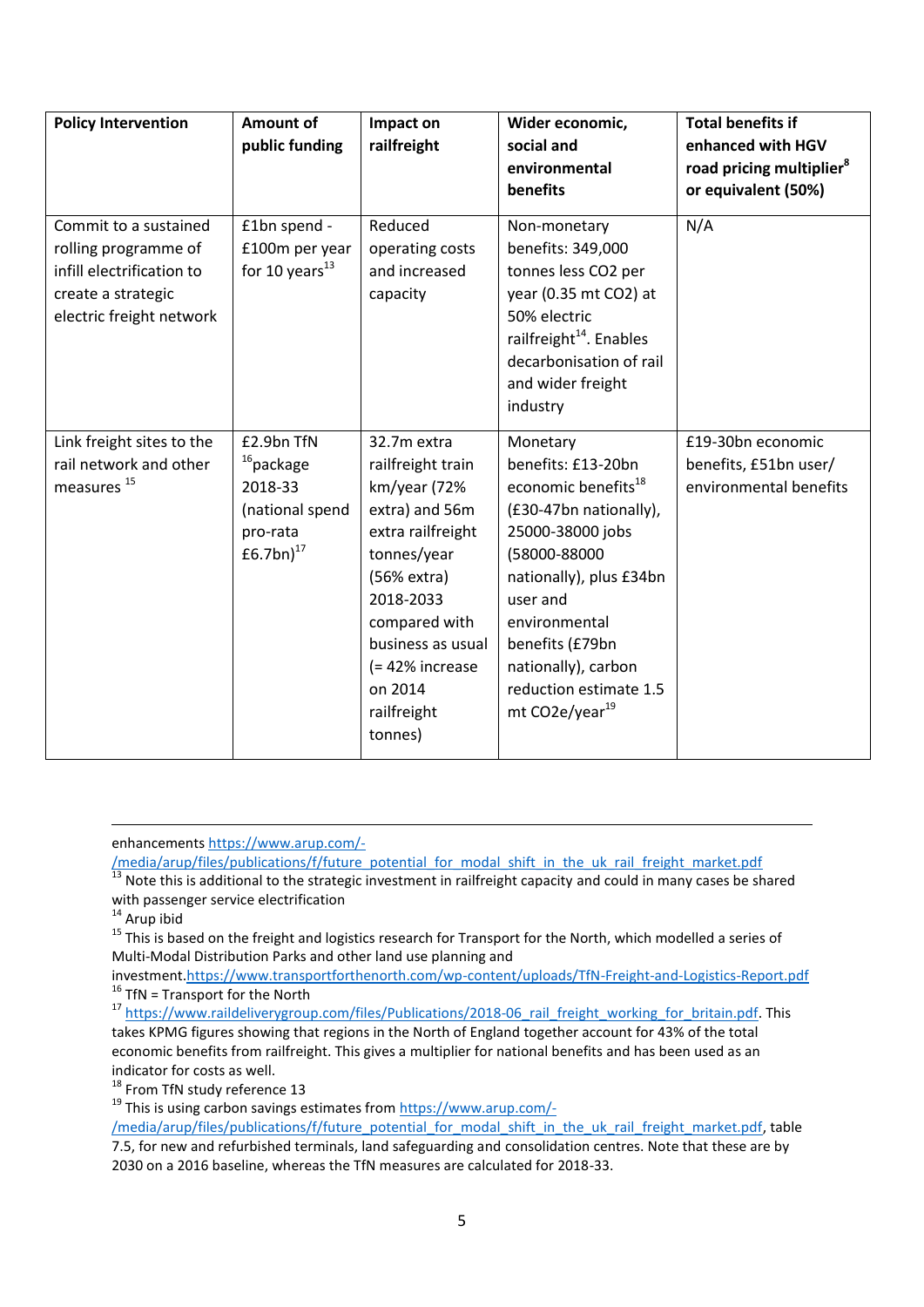| Policy Intervention | Amount of public funding | Impact on railfreight | Wider economic, social and environmental benefits | Total benefits if enhanced with HGV road pricing multiplier[8] or equivalent (50%) |
|---|---|---|---|---|
| Commit to a sustained rolling programme of infill electrification to create a strategic electric freight network | £1bn spend - £100m per year for 10 years[13] | Reduced operating costs and increased capacity | Non-monetary benefits: 349,000 tonnes less CO2 per year (0.35 mt CO2) at 50% electric railfreight[14]. Enables decarbonisation of rail and wider freight industry | N/A |
| Link freight sites to the rail network and other measures [15] | £2.9bn TfN [16]package 2018-33 (national spend pro-rata £6.7bn)[17] | 32.7m extra railfreight train km/year (72% extra) and 56m extra railfreight tonnes/year (56% extra) 2018-2033 compared with business as usual (= 42% increase on 2014 railfreight tonnes) | Monetary benefits: £13-20bn economic benefits[18] (£30-47bn nationally), 25000-38000 jobs (58000-88000 nationally), plus £34bn user and environmental benefits (£79bn nationally), carbon reduction estimate 1.5 mt CO2e/year[19] | £19-30bn economic benefits, £51bn user/ environmental benefits |

---

enhancements https://www.arup.com/-/media/arup/files/publications/f/future_potential_for_modal_shift_in_the_uk_rail_freight_market.pdf

[13] Note this is additional to the strategic investment in railfreight capacity and could in many cases be shared with passenger service electrification

[14] Arup ibid

[15] This is based on the freight and logistics research for Transport for the North, which modelled a series of Multi-Modal Distribution Parks and other land use planning and investment. https://www.transportforthenorth.com/wp-content/uploads/TfN-Freight-and-Logistics-Report.pdf

[16] TfN = Transport for the North

[17] https://www.raildeliverygroup.com/files/Publications/2018-06_rail_freight_working_for_britain.pdf. This takes KPMG figures showing that regions in the North of England together account for 43% of the total economic benefits from railfreight. This gives a multiplier for national benefits and has been used as an indicator for costs as well.

[18] From TfN study reference 13

[19] This is using carbon savings estimates from https://www.arup.com/-/media/arup/files/publications/f/future_potential_for_modal_shift_in_the_uk_rail_freight_market.pdf, table 7.5, for new and refurbished terminals, land safeguarding and consolidation centres. Note that these are by 2030 on a 2016 baseline, whereas the TfN measures are calculated for 2018-33.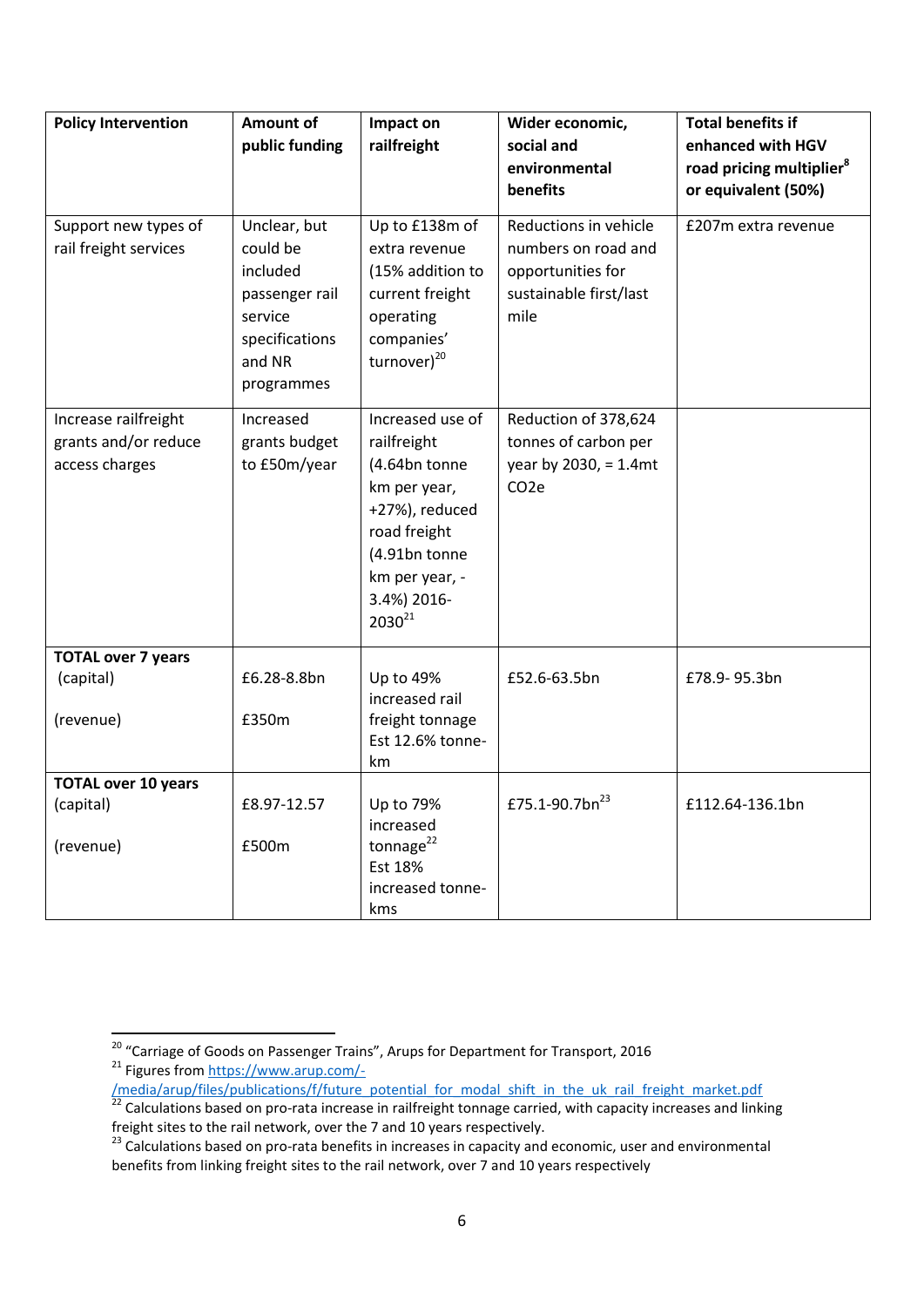| Policy Intervention | Amount of public funding | Impact on railfreight | Wider economic, social and environmental benefits | Total benefits if enhanced with HGV road pricing multiplier[8] or equivalent (50%) |
|---|---|---|---|---|
| Support new types of rail freight services | Unclear, but could be included passenger rail service specifications and NR programmes | Up to £138m of extra revenue (15% addition to current freight operating companies' turnover)[20] | Reductions in vehicle numbers on road and opportunities for sustainable first/last mile | £207m extra revenue |
| Increase railfreight grants and/or reduce access charges | Increased grants budget to £50m/year | Increased use of railfreight (4.64bn tonne km per year, +27%), reduced road freight (4.91bn tonne km per year, -3.4%) 2016-2030[21] | Reduction of 378,624 tonnes of carbon per year by 2030, = 1.4mt CO2e | |
| **TOTAL over 7 years** (capital) (revenue) | £6.28-8.8bn £350m | Up to 49% increased rail freight tonnage Est 12.6% tonne-km | £52.6-63.5bn | £78.9- 95.3bn |
| **TOTAL over 10 years** (capital) (revenue) | £8.97-12.57 £500m | Up to 79% increased tonnage[22] Est 18% increased tonne-kms | £75.1-90.7bn[23] | £112.64-136.1bn |

---

[20] "Carriage of Goods on Passenger Trains", Arups for Department for Transport, 2016

[21] Figures from https://www.arup.com/-/media/arup/files/publications/f/future_potential_for_modal_shift_in_the_uk_rail_freight_market.pdf

[22] Calculations based on pro-rata increase in railfreight tonnage carried, with capacity increases and linking freight sites to the rail network, over the 7 and 10 years respectively.

[23] Calculations based on pro-rata benefits in increases in capacity and economic, user and environmental benefits from linking freight sites to the rail network, over 7 and 10 years respectively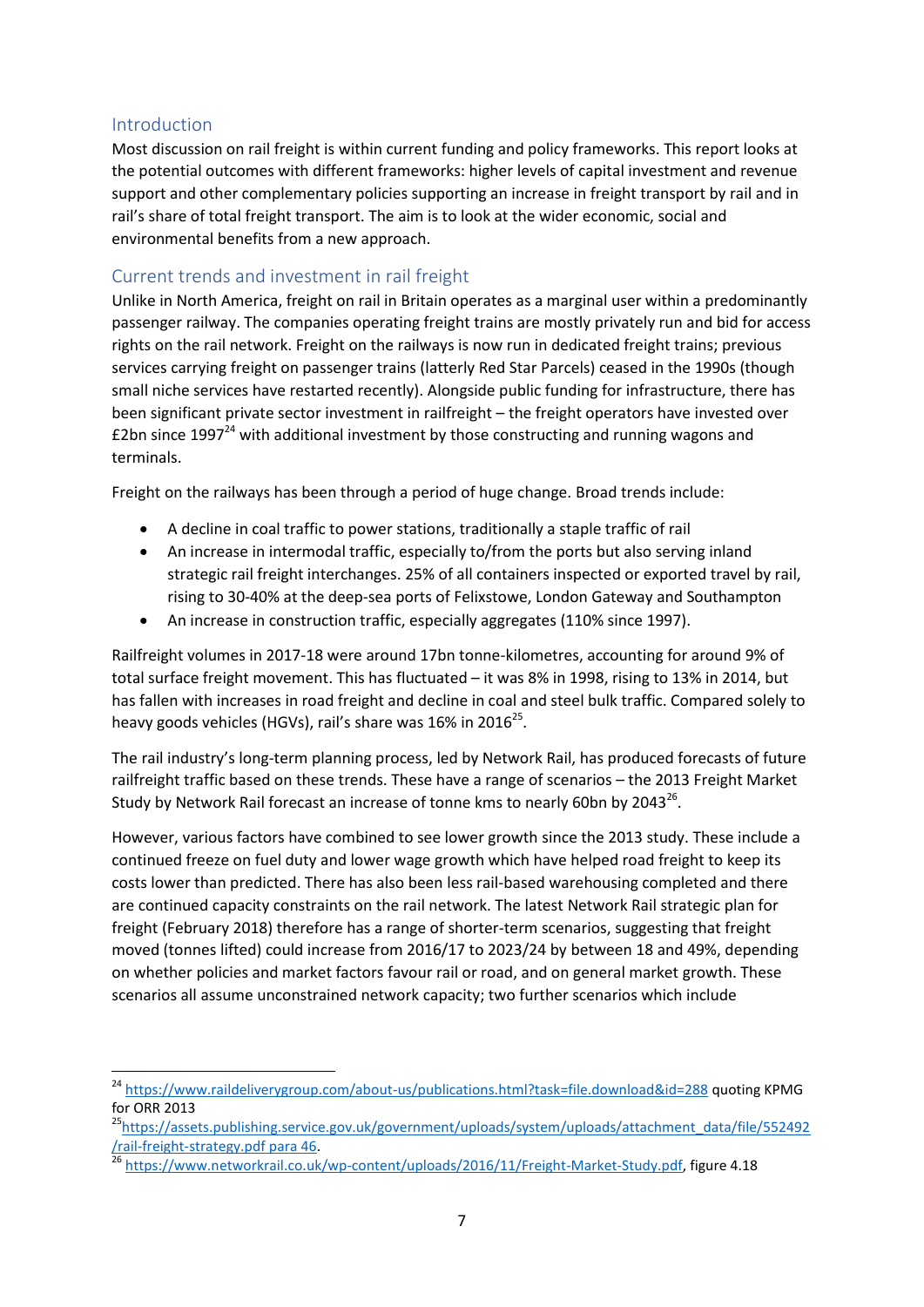## Introduction

Most discussion on rail freight is within current funding and policy frameworks. This report looks at the potential outcomes with different frameworks: higher levels of capital investment and revenue support and other complementary policies supporting an increase in freight transport by rail and in rail's share of total freight transport. The aim is to look at the wider economic, social and environmental benefits from a new approach.

## Current trends and investment in rail freight

Unlike in North America, freight on rail in Britain operates as a marginal user within a predominantly passenger railway. The companies operating freight trains are mostly privately run and bid for access rights on the rail network. Freight on the railways is now run in dedicated freight trains; previous services carrying freight on passenger trains (latterly Red Star Parcels) ceased in the 1990s (though small niche services have restarted recently). Alongside public funding for infrastructure, there has been significant private sector investment in railfreight – the freight operators have invested over £2bn since 1997[24] with additional investment by those constructing and running wagons and terminals.

Freight on the railways has been through a period of huge change. Broad trends include:

- A decline in coal traffic to power stations, traditionally a staple traffic of rail
- An increase in intermodal traffic, especially to/from the ports but also serving inland strategic rail freight interchanges. 25% of all containers inspected or exported travel by rail, rising to 30-40% at the deep-sea ports of Felixstowe, London Gateway and Southampton
- An increase in construction traffic, especially aggregates (110% since 1997).

Railfreight volumes in 2017-18 were around 17bn tonne-kilometres, accounting for around 9% of total surface freight movement. This has fluctuated – it was 8% in 1998, rising to 13% in 2014, but has fallen with increases in road freight and decline in coal and steel bulk traffic. Compared solely to heavy goods vehicles (HGVs), rail's share was 16% in 2016[25].

The rail industry's long-term planning process, led by Network Rail, has produced forecasts of future railfreight traffic based on these trends. These have a range of scenarios – the 2013 Freight Market Study by Network Rail forecast an increase of tonne kms to nearly 60bn by 2043[26].

However, various factors have combined to see lower growth since the 2013 study. These include a continued freeze on fuel duty and lower wage growth which have helped road freight to keep its costs lower than predicted. There has also been less rail-based warehousing completed and there are continued capacity constraints on the rail network. The latest Network Rail strategic plan for freight (February 2018) therefore has a range of shorter-term scenarios, suggesting that freight moved (tonnes lifted) could increase from 2016/17 to 2023/24 by between 18 and 49%, depending on whether policies and market factors favour rail or road, and on general market growth. These scenarios all assume unconstrained network capacity; two further scenarios which include

---

[24] https://www.raildeliverygroup.com/about-us/publications.html?task=file.download&id=288 quoting KPMG for ORR 2013

[25] https://assets.publishing.service.gov.uk/government/uploads/system/uploads/attachment_data/file/552492/rail-freight-strategy.pdf para 46.

[26] https://www.networkrail.co.uk/wp-content/uploads/2016/11/Freight-Market-Study.pdf, figure 4.18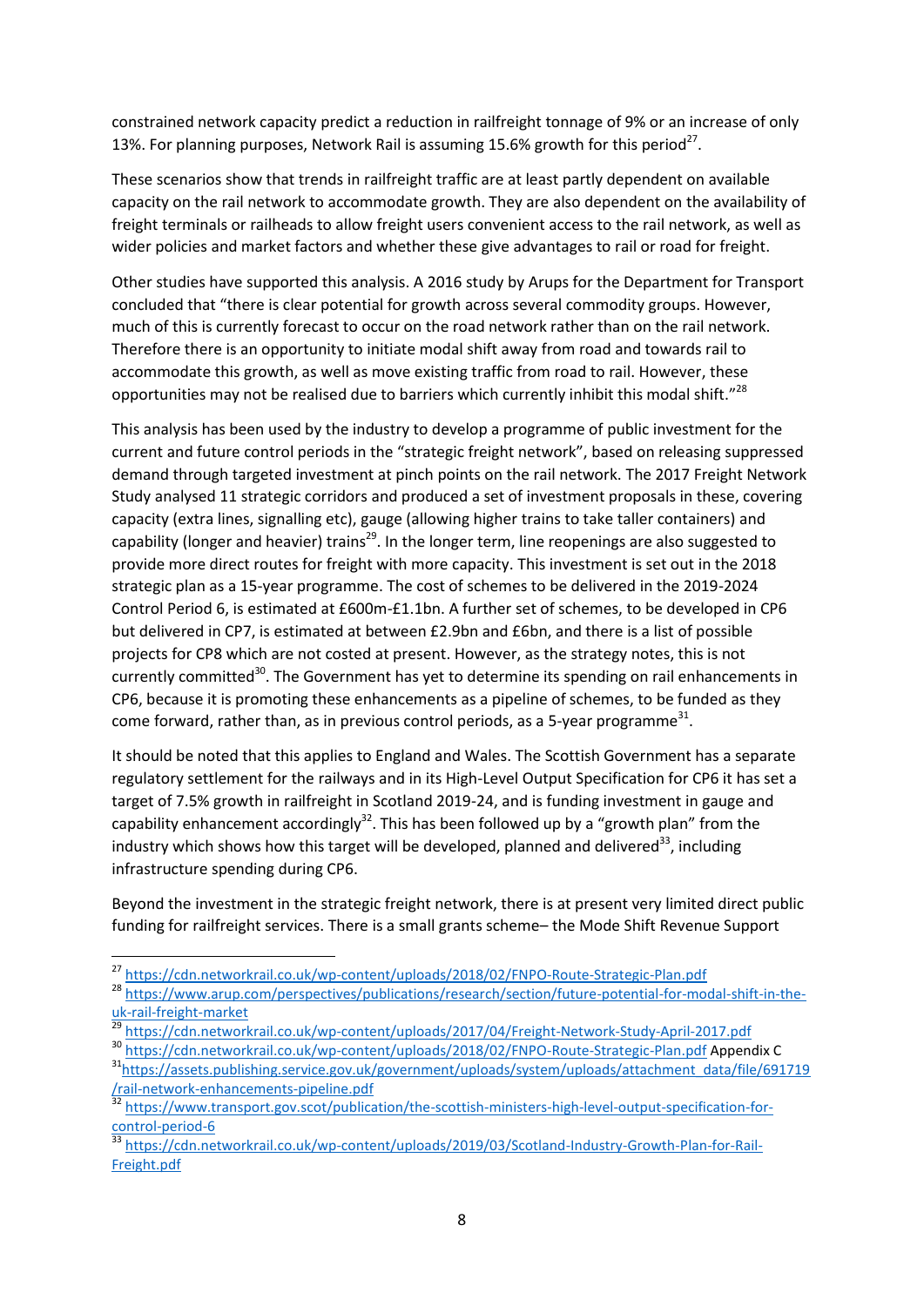constrained network capacity predict a reduction in railfreight tonnage of 9% or an increase of only 13%. For planning purposes, Network Rail is assuming 15.6% growth for this period[27].

These scenarios show that trends in railfreight traffic are at least partly dependent on available capacity on the rail network to accommodate growth. They are also dependent on the availability of freight terminals or railheads to allow freight users convenient access to the rail network, as well as wider policies and market factors and whether these give advantages to rail or road for freight.

Other studies have supported this analysis. A 2016 study by Arups for the Department for Transport concluded that "there is clear potential for growth across several commodity groups. However, much of this is currently forecast to occur on the road network rather than on the rail network. Therefore there is an opportunity to initiate modal shift away from road and towards rail to accommodate this growth, as well as move existing traffic from road to rail. However, these opportunities may not be realised due to barriers which currently inhibit this modal shift."[28]

This analysis has been used by the industry to develop a programme of public investment for the current and future control periods in the "strategic freight network", based on releasing suppressed demand through targeted investment at pinch points on the rail network. The 2017 Freight Network Study analysed 11 strategic corridors and produced a set of investment proposals in these, covering capacity (extra lines, signalling etc), gauge (allowing higher trains to take taller containers) and capability (longer and heavier) trains[29]. In the longer term, line reopenings are also suggested to provide more direct routes for freight with more capacity. This investment is set out in the 2018 strategic plan as a 15-year programme. The cost of schemes to be delivered in the 2019-2024 Control Period 6, is estimated at £600m-£1.1bn. A further set of schemes, to be developed in CP6 but delivered in CP7, is estimated at between £2.9bn and £6bn, and there is a list of possible projects for CP8 which are not costed at present. However, as the strategy notes, this is not currently committed[30]. The Government has yet to determine its spending on rail enhancements in CP6, because it is promoting these enhancements as a pipeline of schemes, to be funded as they come forward, rather than, as in previous control periods, as a 5-year programme[31].

It should be noted that this applies to England and Wales. The Scottish Government has a separate regulatory settlement for the railways and in its High-Level Output Specification for CP6 it has set a target of 7.5% growth in railfreight in Scotland 2019-24, and is funding investment in gauge and capability enhancement accordingly[32]. This has been followed up by a "growth plan" from the industry which shows how this target will be developed, planned and delivered[33], including infrastructure spending during CP6.

Beyond the investment in the strategic freight network, there is at present very limited direct public funding for railfreight services. There is a small grants scheme– the Mode Shift Revenue Support

---

[27] https://cdn.networkrail.co.uk/wp-content/uploads/2018/02/FNPO-Route-Strategic-Plan.pdf

[28] https://www.arup.com/perspectives/publications/research/section/future-potential-for-modal-shift-in-the-uk-rail-freight-market

[29] https://cdn.networkrail.co.uk/wp-content/uploads/2017/04/Freight-Network-Study-April-2017.pdf

[30] https://cdn.networkrail.co.uk/wp-content/uploads/2018/02/FNPO-Route-Strategic-Plan.pdf Appendix C

[31] https://assets.publishing.service.gov.uk/government/uploads/system/uploads/attachment_data/file/691719/rail-network-enhancements-pipeline.pdf

[32] https://www.transport.gov.scot/publication/the-scottish-ministers-high-level-output-specification-for-control-period-6

[33] https://cdn.networkrail.co.uk/wp-content/uploads/2019/03/Scotland-Industry-Growth-Plan-for-Rail-Freight.pdf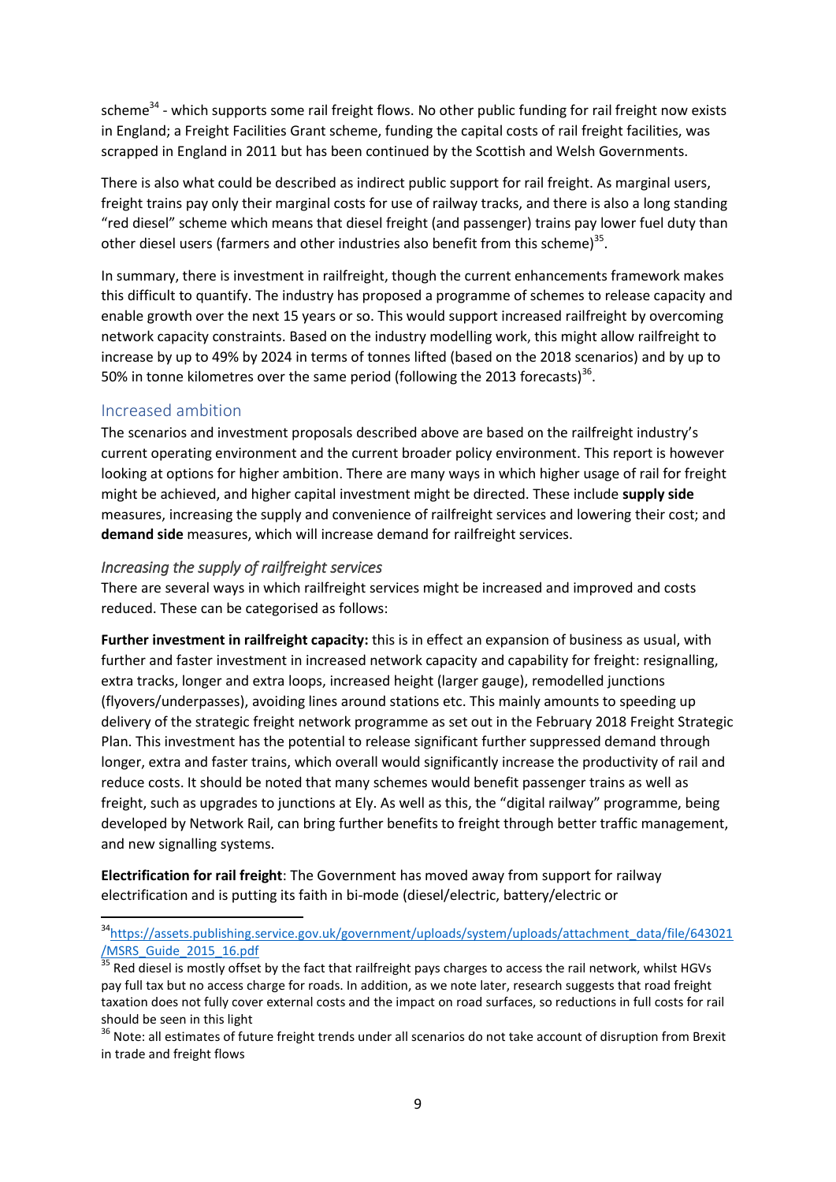scheme[34] - which supports some rail freight flows. No other public funding for rail freight now exists in England; a Freight Facilities Grant scheme, funding the capital costs of rail freight facilities, was scrapped in England in 2011 but has been continued by the Scottish and Welsh Governments.

There is also what could be described as indirect public support for rail freight. As marginal users, freight trains pay only their marginal costs for use of railway tracks, and there is also a long standing "red diesel" scheme which means that diesel freight (and passenger) trains pay lower fuel duty than other diesel users (farmers and other industries also benefit from this scheme)[35].

In summary, there is investment in railfreight, though the current enhancements framework makes this difficult to quantify. The industry has proposed a programme of schemes to release capacity and enable growth over the next 15 years or so. This would support increased railfreight by overcoming network capacity constraints. Based on the industry modelling work, this might allow railfreight to increase by up to 49% by 2024 in terms of tonnes lifted (based on the 2018 scenarios) and by up to 50% in tonne kilometres over the same period (following the 2013 forecasts)[36].

## Increased ambition

The scenarios and investment proposals described above are based on the railfreight industry's current operating environment and the current broader policy environment. This report is however looking at options for higher ambition. There are many ways in which higher usage of rail for freight might be achieved, and higher capital investment might be directed. These include **supply side** measures, increasing the supply and convenience of railfreight services and lowering their cost; and **demand side** measures, which will increase demand for railfreight services.

### *Increasing the supply of railfreight services*

There are several ways in which railfreight services might be increased and improved and costs reduced. These can be categorised as follows:

**Further investment in railfreight capacity:** this is in effect an expansion of business as usual, with further and faster investment in increased network capacity and capability for freight: resignalling, extra tracks, longer and extra loops, increased height (larger gauge), remodelled junctions (flyovers/underpasses), avoiding lines around stations etc. This mainly amounts to speeding up delivery of the strategic freight network programme as set out in the February 2018 Freight Strategic Plan. This investment has the potential to release significant further suppressed demand through longer, extra and faster trains, which overall would significantly increase the productivity of rail and reduce costs. It should be noted that many schemes would benefit passenger trains as well as freight, such as upgrades to junctions at Ely. As well as this, the "digital railway" programme, being developed by Network Rail, can bring further benefits to freight through better traffic management, and new signalling systems.

**Electrification for rail freight**: The Government has moved away from support for railway electrification and is putting its faith in bi-mode (diesel/electric, battery/electric or

---

[34] https://assets.publishing.service.gov.uk/government/uploads/system/uploads/attachment_data/file/643021/MSRS_Guide_2015_16.pdf

[35] Red diesel is mostly offset by the fact that railfreight pays charges to access the rail network, whilst HGVs pay full tax but no access charge for roads. In addition, as we note later, research suggests that road freight taxation does not fully cover external costs and the impact on road surfaces, so reductions in full costs for rail should be seen in this light

[36] Note: all estimates of future freight trends under all scenarios do not take account of disruption from Brexit in trade and freight flows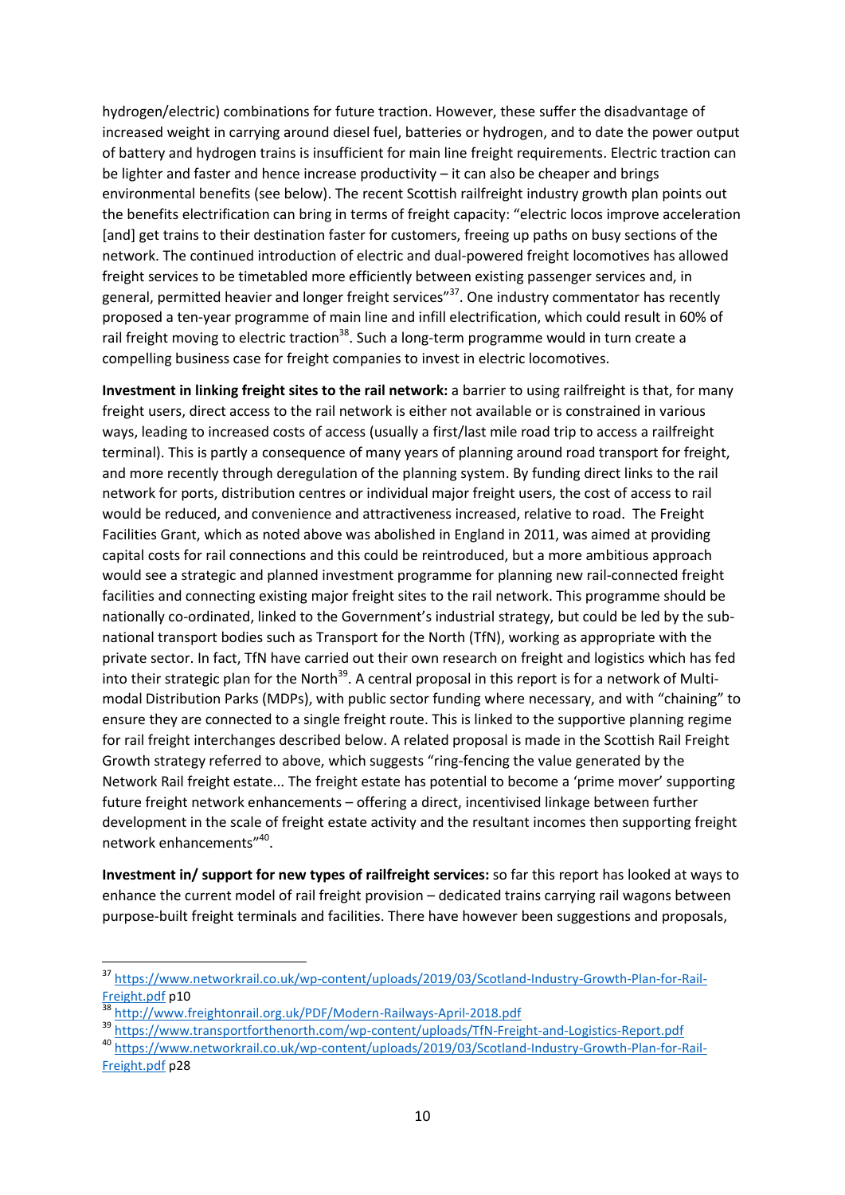hydrogen/electric) combinations for future traction. However, these suffer the disadvantage of increased weight in carrying around diesel fuel, batteries or hydrogen, and to date the power output of battery and hydrogen trains is insufficient for main line freight requirements. Electric traction can be lighter and faster and hence increase productivity – it can also be cheaper and brings environmental benefits (see below). The recent Scottish railfreight industry growth plan points out the benefits electrification can bring in terms of freight capacity: "electric locos improve acceleration [and] get trains to their destination faster for customers, freeing up paths on busy sections of the network. The continued introduction of electric and dual-powered freight locomotives has allowed freight services to be timetabled more efficiently between existing passenger services and, in general, permitted heavier and longer freight services"[37]. One industry commentator has recently proposed a ten-year programme of main line and infill electrification, which could result in 60% of rail freight moving to electric traction[38]. Such a long-term programme would in turn create a compelling business case for freight companies to invest in electric locomotives.

**Investment in linking freight sites to the rail network:** a barrier to using railfreight is that, for many freight users, direct access to the rail network is either not available or is constrained in various ways, leading to increased costs of access (usually a first/last mile road trip to access a railfreight terminal). This is partly a consequence of many years of planning around road transport for freight, and more recently through deregulation of the planning system. By funding direct links to the rail network for ports, distribution centres or individual major freight users, the cost of access to rail would be reduced, and convenience and attractiveness increased, relative to road. The Freight Facilities Grant, which as noted above was abolished in England in 2011, was aimed at providing capital costs for rail connections and this could be reintroduced, but a more ambitious approach would see a strategic and planned investment programme for planning new rail-connected freight facilities and connecting existing major freight sites to the rail network. This programme should be nationally co-ordinated, linked to the Government's industrial strategy, but could be led by the sub-national transport bodies such as Transport for the North (TfN), working as appropriate with the private sector. In fact, TfN have carried out their own research on freight and logistics which has fed into their strategic plan for the North[39]. A central proposal in this report is for a network of Multi-modal Distribution Parks (MDPs), with public sector funding where necessary, and with "chaining" to ensure they are connected to a single freight route. This is linked to the supportive planning regime for rail freight interchanges described below. A related proposal is made in the Scottish Rail Freight Growth strategy referred to above, which suggests "ring-fencing the value generated by the Network Rail freight estate... The freight estate has potential to become a 'prime mover' supporting future freight network enhancements – offering a direct, incentivised linkage between further development in the scale of freight estate activity and the resultant incomes then supporting freight network enhancements"[40].

**Investment in/ support for new types of railfreight services:** so far this report has looked at ways to enhance the current model of rail freight provision – dedicated trains carrying rail wagons between purpose-built freight terminals and facilities. There have however been suggestions and proposals,

---

[37] https://www.networkrail.co.uk/wp-content/uploads/2019/03/Scotland-Industry-Growth-Plan-for-Rail-Freight.pdf p10

[38] http://www.freightonrail.org.uk/PDF/Modern-Railways-April-2018.pdf

[39] https://www.transportforthenorth.com/wp-content/uploads/TfN-Freight-and-Logistics-Report.pdf

[40] https://www.networkrail.co.uk/wp-content/uploads/2019/03/Scotland-Industry-Growth-Plan-for-Rail-Freight.pdf p28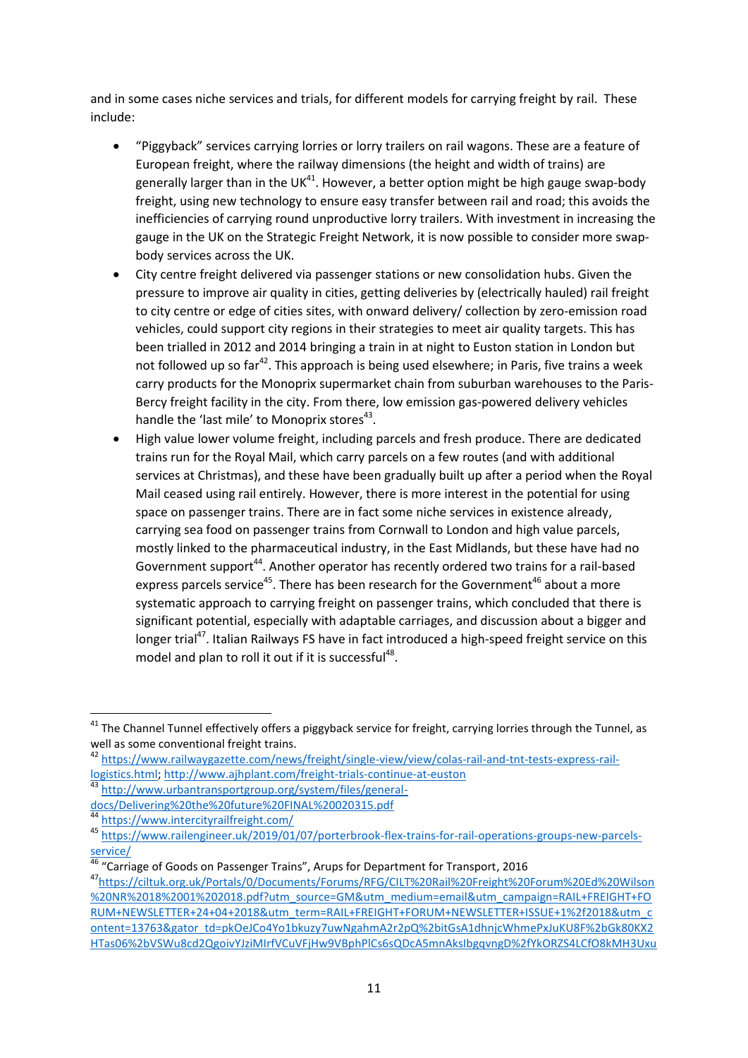and in some cases niche services and trials, for different models for carrying freight by rail. These include:

- "Piggyback" services carrying lorries or lorry trailers on rail wagons. These are a feature of European freight, where the railway dimensions (the height and width of trains) are generally larger than in the UK[41]. However, a better option might be high gauge swap-body freight, using new technology to ensure easy transfer between rail and road; this avoids the inefficiencies of carrying round unproductive lorry trailers. With investment in increasing the gauge in the UK on the Strategic Freight Network, it is now possible to consider more swap-body services across the UK.
- City centre freight delivered via passenger stations or new consolidation hubs. Given the pressure to improve air quality in cities, getting deliveries by (electrically hauled) rail freight to city centre or edge of cities sites, with onward delivery/ collection by zero-emission road vehicles, could support city regions in their strategies to meet air quality targets. This has been trialled in 2012 and 2014 bringing a train in at night to Euston station in London but not followed up so far[42]. This approach is being used elsewhere; in Paris, five trains a week carry products for the Monoprix supermarket chain from suburban warehouses to the Paris-Bercy freight facility in the city. From there, low emission gas-powered delivery vehicles handle the 'last mile' to Monoprix stores[43].
- High value lower volume freight, including parcels and fresh produce. There are dedicated trains run for the Royal Mail, which carry parcels on a few routes (and with additional services at Christmas), and these have been gradually built up after a period when the Royal Mail ceased using rail entirely. However, there is more interest in the potential for using space on passenger trains. There are in fact some niche services in existence already, carrying sea food on passenger trains from Cornwall to London and high value parcels, mostly linked to the pharmaceutical industry, in the East Midlands, but these have had no Government support[44]. Another operator has recently ordered two trains for a rail-based express parcels service[45]. There has been research for the Government[46] about a more systematic approach to carrying freight on passenger trains, which concluded that there is significant potential, especially with adaptable carriages, and discussion about a bigger and longer trial[47]. Italian Railways FS have in fact introduced a high-speed freight service on this model and plan to roll it out if it is successful[48].

---

[41] The Channel Tunnel effectively offers a piggyback service for freight, carrying lorries through the Tunnel, as well as some conventional freight trains.

[42] https://www.railwaygazette.com/news/freight/single-view/view/colas-rail-and-tnt-tests-express-rail-logistics.html; http://www.ajhplant.com/freight-trials-continue-at-euston

[43] http://www.urbantransportgroup.org/system/files/general-docs/Delivering%20the%20future%20FINAL%20020315.pdf

[44] https://www.intercityrailfreight.com/

[45] https://www.railengineer.uk/2019/01/07/porterbrook-flex-trains-for-rail-operations-groups-new-parcels-service/

[46] "Carriage of Goods on Passenger Trains", Arups for Department for Transport, 2016

[47] https://ciltuk.org.uk/Portals/0/Documents/Forums/RFG/CILT%20Rail%20Freight%20Forum%20Ed%20Wilson%20NR%2018%2001%202018.pdf?utm_source=GM&utm_medium=email&utm_campaign=RAIL+FREIGHT+FORUM+NEWSLETTER+24+04+2018&utm_term=RAIL+FREIGHT+FORUM+NEWSLETTER+ISSUE+1%2f2018&utm_content=13763&gator_td=pkOeJCo4Yo1bkuzy7uwNgahmA2r2pQ%2bitGsA1dhnjcWhmePxJuKU8F%2bGk80KX2HTas06%2bVSWu8cd2QgoivYJziMIrfVCuVFjHw9VBphPlCs6sQDcA5mnAksIbgqvngD%2fYkORZS4LCfO8kMH3Uxu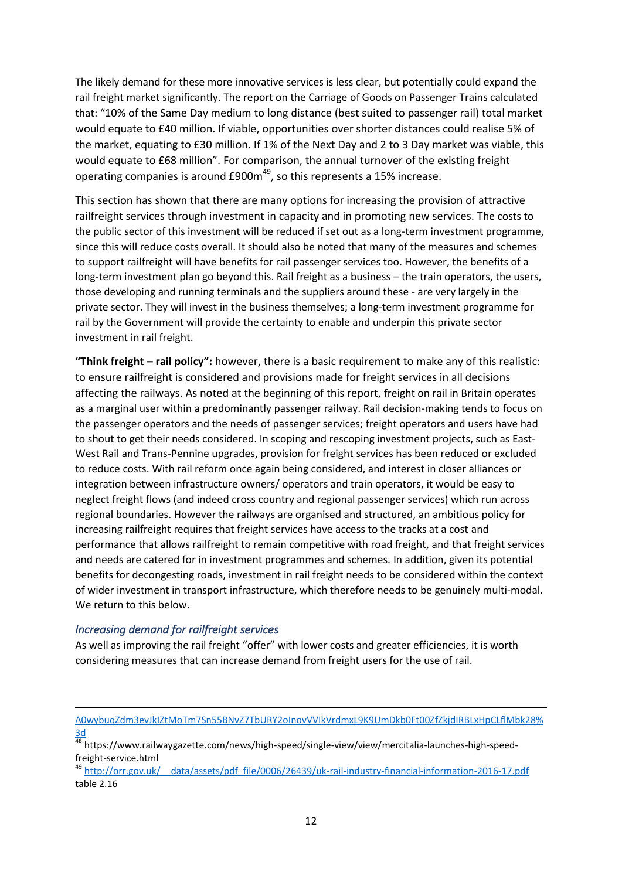The likely demand for these more innovative services is less clear, but potentially could expand the rail freight market significantly. The report on the Carriage of Goods on Passenger Trains calculated that: "10% of the Same Day medium to long distance (best suited to passenger rail) total market would equate to £40 million. If viable, opportunities over shorter distances could realise 5% of the market, equating to £30 million. If 1% of the Next Day and 2 to 3 Day market was viable, this would equate to £68 million". For comparison, the annual turnover of the existing freight operating companies is around £900m[49], so this represents a 15% increase.

This section has shown that there are many options for increasing the provision of attractive railfreight services through investment in capacity and in promoting new services. The costs to the public sector of this investment will be reduced if set out as a long-term investment programme, since this will reduce costs overall. It should also be noted that many of the measures and schemes to support railfreight will have benefits for rail passenger services too. However, the benefits of a long-term investment plan go beyond this. Rail freight as a business – the train operators, the users, those developing and running terminals and the suppliers around these - are very largely in the private sector. They will invest in the business themselves; a long-term investment programme for rail by the Government will provide the certainty to enable and underpin this private sector investment in rail freight.

**"Think freight – rail policy":** however, there is a basic requirement to make any of this realistic: to ensure railfreight is considered and provisions made for freight services in all decisions affecting the railways. As noted at the beginning of this report, freight on rail in Britain operates as a marginal user within a predominantly passenger railway. Rail decision-making tends to focus on the passenger operators and the needs of passenger services; freight operators and users have had to shout to get their needs considered. In scoping and rescoping investment projects, such as East-West Rail and Trans-Pennine upgrades, provision for freight services has been reduced or excluded to reduce costs. With rail reform once again being considered, and interest in closer alliances or integration between infrastructure owners/ operators and train operators, it would be easy to neglect freight flows (and indeed cross country and regional passenger services) which run across regional boundaries. However the railways are organised and structured, an ambitious policy for increasing railfreight requires that freight services have access to the tracks at a cost and performance that allows railfreight to remain competitive with road freight, and that freight services and needs are catered for in investment programmes and schemes. In addition, given its potential benefits for decongesting roads, investment in rail freight needs to be considered within the context of wider investment in transport infrastructure, which therefore needs to be genuinely multi-modal. We return to this below.

### *Increasing demand for railfreight services*

As well as improving the rail freight "offer" with lower costs and greater efficiencies, it is worth considering measures that can increase demand from freight users for the use of rail.

---

A0wybuqZdm3evJkIZtMoTm7Sn55BNvZ7TbURY2oInovVVIkVrdmxL9K9UmDkb0Ft00ZfZkjdIRBLxHpCLflMbk28%3d

[48] https://www.railwaygazette.com/news/high-speed/single-view/view/mercitalia-launches-high-speed-freight-service.html

[49] http://orr.gov.uk/__data/assets/pdf_file/0006/26439/uk-rail-industry-financial-information-2016-17.pdf table 2.16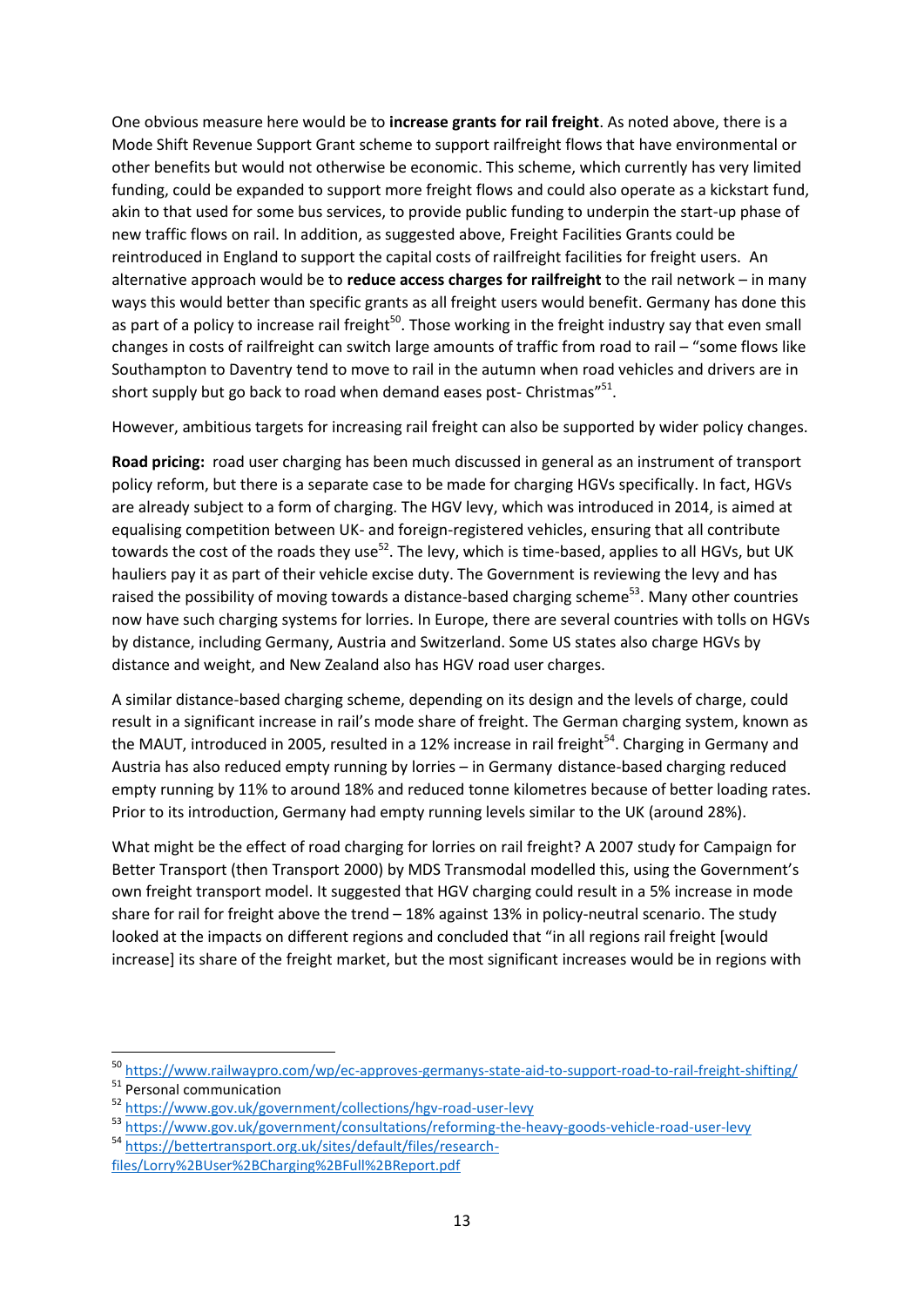One obvious measure here would be to **increase grants for rail freight**. As noted above, there is a Mode Shift Revenue Support Grant scheme to support railfreight flows that have environmental or other benefits but would not otherwise be economic. This scheme, which currently has very limited funding, could be expanded to support more freight flows and could also operate as a kickstart fund, akin to that used for some bus services, to provide public funding to underpin the start-up phase of new traffic flows on rail. In addition, as suggested above, Freight Facilities Grants could be reintroduced in England to support the capital costs of railfreight facilities for freight users. An alternative approach would be to **reduce access charges for railfreight** to the rail network – in many ways this would better than specific grants as all freight users would benefit. Germany has done this as part of a policy to increase rail freight[50]. Those working in the freight industry say that even small changes in costs of railfreight can switch large amounts of traffic from road to rail – "some flows like Southampton to Daventry tend to move to rail in the autumn when road vehicles and drivers are in short supply but go back to road when demand eases post- Christmas"[51].

However, ambitious targets for increasing rail freight can also be supported by wider policy changes.

**Road pricing:** road user charging has been much discussed in general as an instrument of transport policy reform, but there is a separate case to be made for charging HGVs specifically. In fact, HGVs are already subject to a form of charging. The HGV levy, which was introduced in 2014, is aimed at equalising competition between UK- and foreign-registered vehicles, ensuring that all contribute towards the cost of the roads they use[52]. The levy, which is time-based, applies to all HGVs, but UK hauliers pay it as part of their vehicle excise duty. The Government is reviewing the levy and has raised the possibility of moving towards a distance-based charging scheme[53]. Many other countries now have such charging systems for lorries. In Europe, there are several countries with tolls on HGVs by distance, including Germany, Austria and Switzerland. Some US states also charge HGVs by distance and weight, and New Zealand also has HGV road user charges.

A similar distance-based charging scheme, depending on its design and the levels of charge, could result in a significant increase in rail's mode share of freight. The German charging system, known as the MAUT, introduced in 2005, resulted in a 12% increase in rail freight[54]. Charging in Germany and Austria has also reduced empty running by lorries – in Germany distance-based charging reduced empty running by 11% to around 18% and reduced tonne kilometres because of better loading rates. Prior to its introduction, Germany had empty running levels similar to the UK (around 28%).

What might be the effect of road charging for lorries on rail freight? A 2007 study for Campaign for Better Transport (then Transport 2000) by MDS Transmodal modelled this, using the Government's own freight transport model. It suggested that HGV charging could result in a 5% increase in mode share for rail for freight above the trend – 18% against 13% in policy-neutral scenario. The study looked at the impacts on different regions and concluded that "in all regions rail freight [would increase] its share of the freight market, but the most significant increases would be in regions with

---

[50] https://www.railwaypro.com/wp/ec-approves-germanys-state-aid-to-support-road-to-rail-freight-shifting/

[51] Personal communication

[52] https://www.gov.uk/government/collections/hgv-road-user-levy

[53] https://www.gov.uk/government/consultations/reforming-the-heavy-goods-vehicle-road-user-levy

[54] https://bettertransport.org.uk/sites/default/files/research-files/Lorry%2BUser%2BCharging%2BFull%2BReport.pdf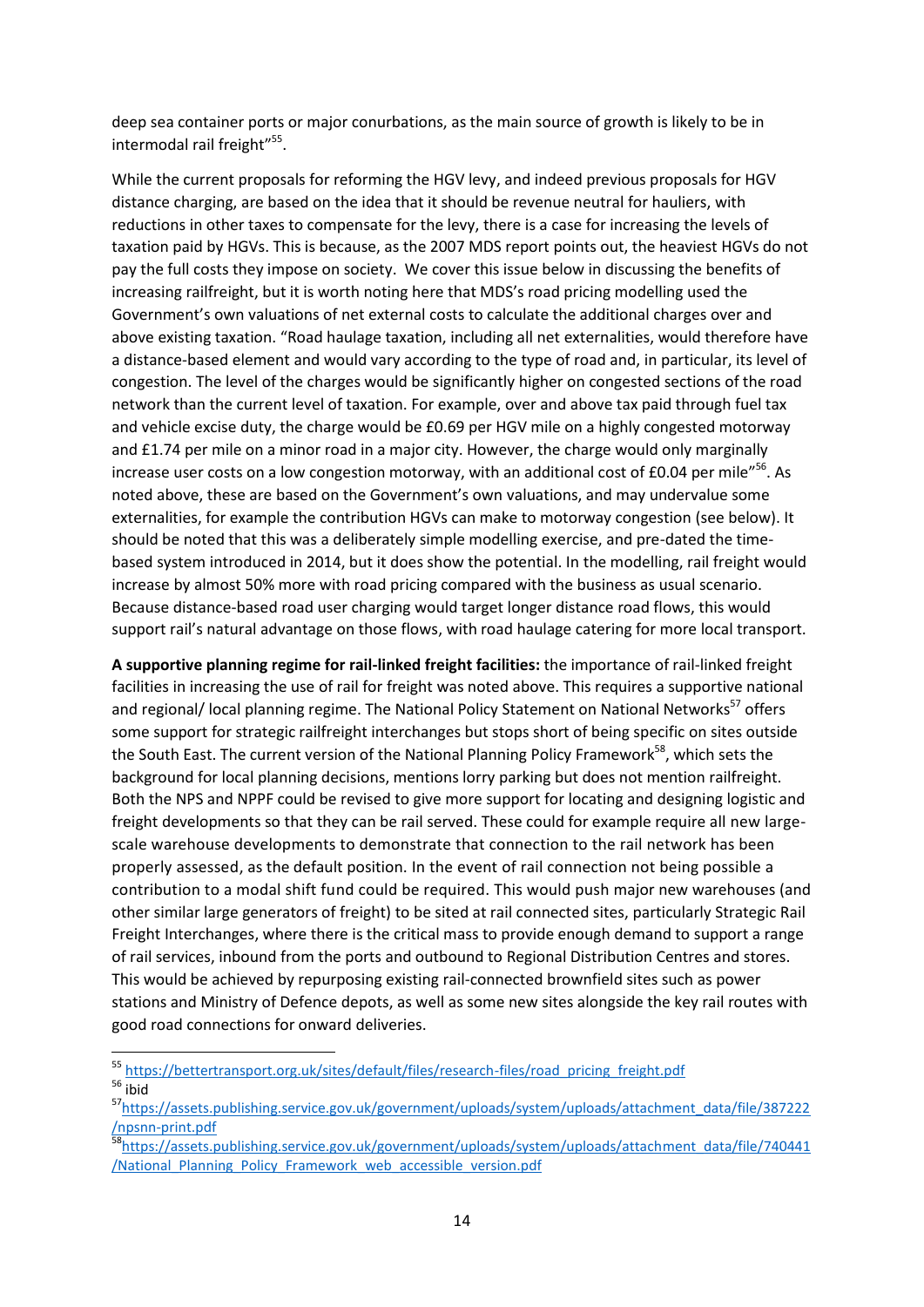deep sea container ports or major conurbations, as the main source of growth is likely to be in intermodal rail freight"[55].

While the current proposals for reforming the HGV levy, and indeed previous proposals for HGV distance charging, are based on the idea that it should be revenue neutral for hauliers, with reductions in other taxes to compensate for the levy, there is a case for increasing the levels of taxation paid by HGVs. This is because, as the 2007 MDS report points out, the heaviest HGVs do not pay the full costs they impose on society. We cover this issue below in discussing the benefits of increasing railfreight, but it is worth noting here that MDS's road pricing modelling used the Government's own valuations of net external costs to calculate the additional charges over and above existing taxation. "Road haulage taxation, including all net externalities, would therefore have a distance-based element and would vary according to the type of road and, in particular, its level of congestion. The level of the charges would be significantly higher on congested sections of the road network than the current level of taxation. For example, over and above tax paid through fuel tax and vehicle excise duty, the charge would be £0.69 per HGV mile on a highly congested motorway and £1.74 per mile on a minor road in a major city. However, the charge would only marginally increase user costs on a low congestion motorway, with an additional cost of £0.04 per mile"[56]. As noted above, these are based on the Government's own valuations, and may undervalue some externalities, for example the contribution HGVs can make to motorway congestion (see below). It should be noted that this was a deliberately simple modelling exercise, and pre-dated the time-based system introduced in 2014, but it does show the potential. In the modelling, rail freight would increase by almost 50% more with road pricing compared with the business as usual scenario. Because distance-based road user charging would target longer distance road flows, this would support rail's natural advantage on those flows, with road haulage catering for more local transport.

**A supportive planning regime for rail-linked freight facilities:** the importance of rail-linked freight facilities in increasing the use of rail for freight was noted above. This requires a supportive national and regional/ local planning regime. The National Policy Statement on National Networks[57] offers some support for strategic railfreight interchanges but stops short of being specific on sites outside the South East. The current version of the National Planning Policy Framework[58], which sets the background for local planning decisions, mentions lorry parking but does not mention railfreight. Both the NPS and NPPF could be revised to give more support for locating and designing logistic and freight developments so that they can be rail served. These could for example require all new large-scale warehouse developments to demonstrate that connection to the rail network has been properly assessed, as the default position. In the event of rail connection not being possible a contribution to a modal shift fund could be required. This would push major new warehouses (and other similar large generators of freight) to be sited at rail connected sites, particularly Strategic Rail Freight Interchanges, where there is the critical mass to provide enough demand to support a range of rail services, inbound from the ports and outbound to Regional Distribution Centres and stores. This would be achieved by repurposing existing rail-connected brownfield sites such as power stations and Ministry of Defence depots, as well as some new sites alongside the key rail routes with good road connections for onward deliveries.

---

[55] https://bettertransport.org.uk/sites/default/files/research-files/road_pricing_freight.pdf

[56] ibid

[57] https://assets.publishing.service.gov.uk/government/uploads/system/uploads/attachment_data/file/387222/npsnn-print.pdf

[58] https://assets.publishing.service.gov.uk/government/uploads/system/uploads/attachment_data/file/740441/National_Planning_Policy_Framework_web_accessible_version.pdf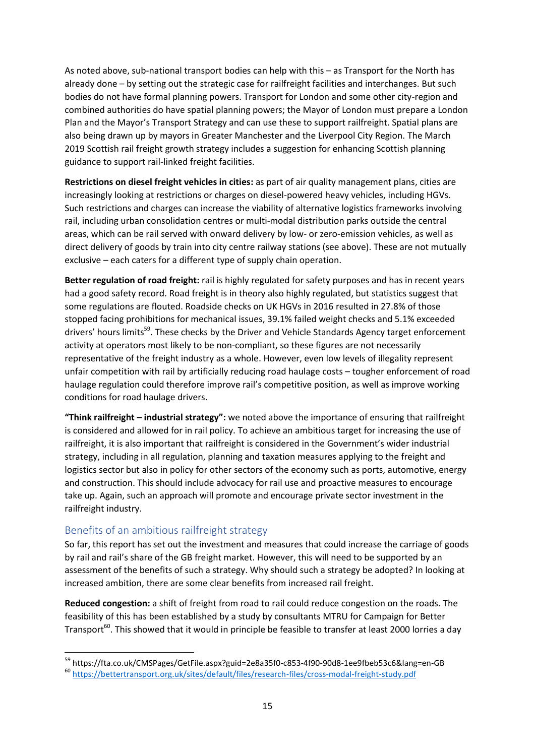As noted above, sub-national transport bodies can help with this – as Transport for the North has already done – by setting out the strategic case for railfreight facilities and interchanges. But such bodies do not have formal planning powers. Transport for London and some other city-region and combined authorities do have spatial planning powers; the Mayor of London must prepare a London Plan and the Mayor's Transport Strategy and can use these to support railfreight. Spatial plans are also being drawn up by mayors in Greater Manchester and the Liverpool City Region. The March 2019 Scottish rail freight growth strategy includes a suggestion for enhancing Scottish planning guidance to support rail-linked freight facilities.

**Restrictions on diesel freight vehicles in cities:** as part of air quality management plans, cities are increasingly looking at restrictions or charges on diesel-powered heavy vehicles, including HGVs. Such restrictions and charges can increase the viability of alternative logistics frameworks involving rail, including urban consolidation centres or multi-modal distribution parks outside the central areas, which can be rail served with onward delivery by low- or zero-emission vehicles, as well as direct delivery of goods by train into city centre railway stations (see above). These are not mutually exclusive – each caters for a different type of supply chain operation.

**Better regulation of road freight:** rail is highly regulated for safety purposes and has in recent years had a good safety record. Road freight is in theory also highly regulated, but statistics suggest that some regulations are flouted. Roadside checks on UK HGVs in 2016 resulted in 27.8% of those stopped facing prohibitions for mechanical issues, 39.1% failed weight checks and 5.1% exceeded drivers' hours limits[59]. These checks by the Driver and Vehicle Standards Agency target enforcement activity at operators most likely to be non-compliant, so these figures are not necessarily representative of the freight industry as a whole. However, even low levels of illegality represent unfair competition with rail by artificially reducing road haulage costs – tougher enforcement of road haulage regulation could therefore improve rail's competitive position, as well as improve working conditions for road haulage drivers.

**"Think railfreight – industrial strategy":** we noted above the importance of ensuring that railfreight is considered and allowed for in rail policy. To achieve an ambitious target for increasing the use of railfreight, it is also important that railfreight is considered in the Government's wider industrial strategy, including in all regulation, planning and taxation measures applying to the freight and logistics sector but also in policy for other sectors of the economy such as ports, automotive, energy and construction. This should include advocacy for rail use and proactive measures to encourage take up. Again, such an approach will promote and encourage private sector investment in the railfreight industry.

## Benefits of an ambitious railfreight strategy

So far, this report has set out the investment and measures that could increase the carriage of goods by rail and rail's share of the GB freight market. However, this will need to be supported by an assessment of the benefits of such a strategy. Why should such a strategy be adopted? In looking at increased ambition, there are some clear benefits from increased rail freight.

**Reduced congestion:** a shift of freight from road to rail could reduce congestion on the roads. The feasibility of this has been established by a study by consultants MTRU for Campaign for Better Transport[60]. This showed that it would in principle be feasible to transfer at least 2000 lorries a day

---

[59] https://fta.co.uk/CMSPages/GetFile.aspx?guid=2e8a35f0-c853-4f90-90d8-1ee9fbeb53c6&lang=en-GB

[60] https://bettertransport.org.uk/sites/default/files/research-files/cross-modal-freight-study.pdf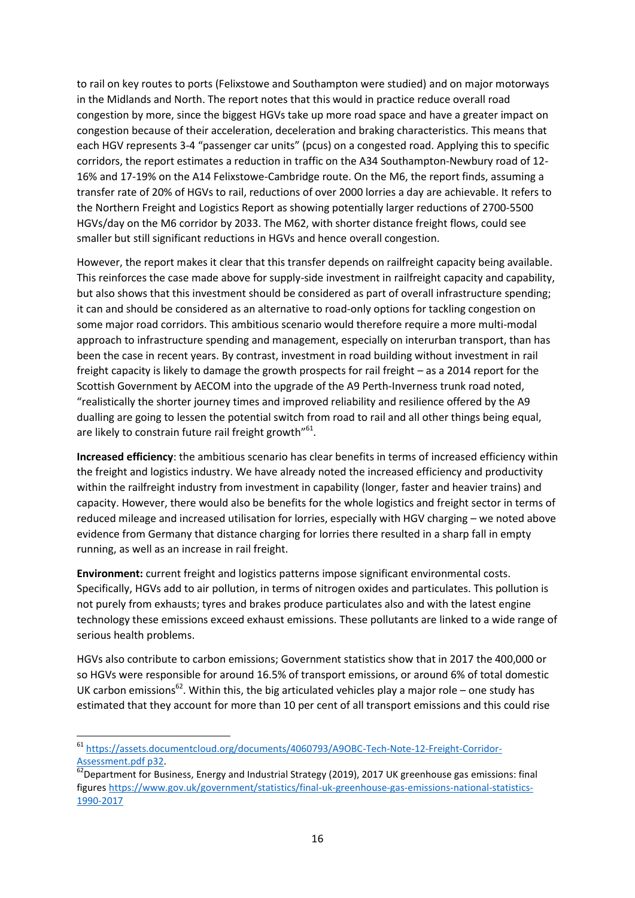to rail on key routes to ports (Felixstowe and Southampton were studied) and on major motorways in the Midlands and North. The report notes that this would in practice reduce overall road congestion by more, since the biggest HGVs take up more road space and have a greater impact on congestion because of their acceleration, deceleration and braking characteristics. This means that each HGV represents 3-4 "passenger car units" (pcus) on a congested road. Applying this to specific corridors, the report estimates a reduction in traffic on the A34 Southampton-Newbury road of 12-16% and 17-19% on the A14 Felixstowe-Cambridge route. On the M6, the report finds, assuming a transfer rate of 20% of HGVs to rail, reductions of over 2000 lorries a day are achievable. It refers to the Northern Freight and Logistics Report as showing potentially larger reductions of 2700-5500 HGVs/day on the M6 corridor by 2033. The M62, with shorter distance freight flows, could see smaller but still significant reductions in HGVs and hence overall congestion.

However, the report makes it clear that this transfer depends on railfreight capacity being available. This reinforces the case made above for supply-side investment in railfreight capacity and capability, but also shows that this investment should be considered as part of overall infrastructure spending; it can and should be considered as an alternative to road-only options for tackling congestion on some major road corridors. This ambitious scenario would therefore require a more multi-modal approach to infrastructure spending and management, especially on interurban transport, than has been the case in recent years. By contrast, investment in road building without investment in rail freight capacity is likely to damage the growth prospects for rail freight – as a 2014 report for the Scottish Government by AECOM into the upgrade of the A9 Perth-Inverness trunk road noted, "realistically the shorter journey times and improved reliability and resilience offered by the A9 dualling are going to lessen the potential switch from road to rail and all other things being equal, are likely to constrain future rail freight growth"[61].

**Increased efficiency**: the ambitious scenario has clear benefits in terms of increased efficiency within the freight and logistics industry. We have already noted the increased efficiency and productivity within the railfreight industry from investment in capability (longer, faster and heavier trains) and capacity. However, there would also be benefits for the whole logistics and freight sector in terms of reduced mileage and increased utilisation for lorries, especially with HGV charging – we noted above evidence from Germany that distance charging for lorries there resulted in a sharp fall in empty running, as well as an increase in rail freight.

**Environment:** current freight and logistics patterns impose significant environmental costs. Specifically, HGVs add to air pollution, in terms of nitrogen oxides and particulates. This pollution is not purely from exhausts; tyres and brakes produce particulates also and with the latest engine technology these emissions exceed exhaust emissions. These pollutants are linked to a wide range of serious health problems.

HGVs also contribute to carbon emissions; Government statistics show that in 2017 the 400,000 or so HGVs were responsible for around 16.5% of transport emissions, or around 6% of total domestic UK carbon emissions[62]. Within this, the big articulated vehicles play a major role – one study has estimated that they account for more than 10 per cent of all transport emissions and this could rise

---

[61] https://assets.documentcloud.org/documents/4060793/A9OBC-Tech-Note-12-Freight-Corridor-Assessment.pdf p32.

[62] Department for Business, Energy and Industrial Strategy (2019), 2017 UK greenhouse gas emissions: final figures https://www.gov.uk/government/statistics/final-uk-greenhouse-gas-emissions-national-statistics-1990-2017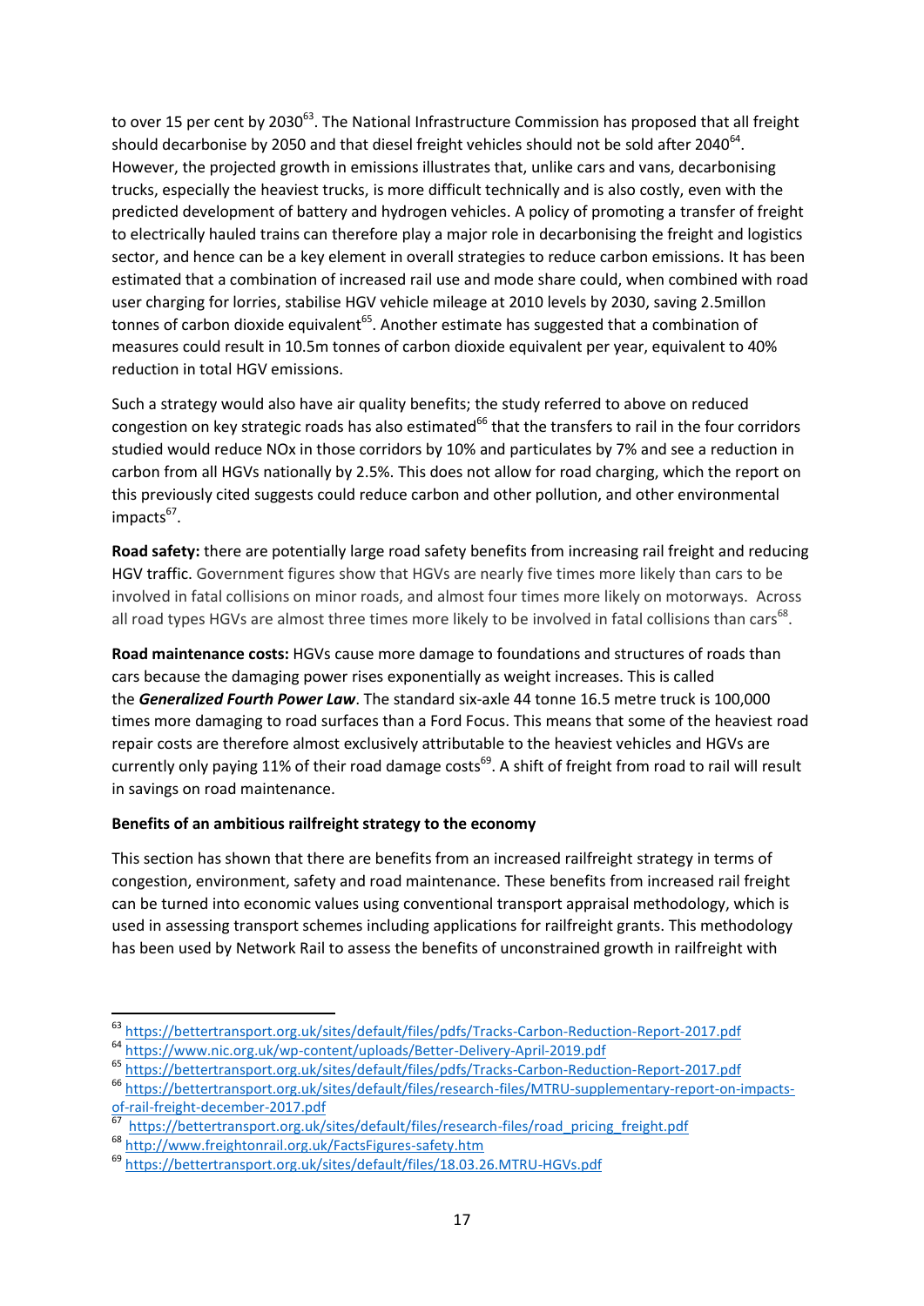to over 15 per cent by 2030[63]. The National Infrastructure Commission has proposed that all freight should decarbonise by 2050 and that diesel freight vehicles should not be sold after 2040[64]. However, the projected growth in emissions illustrates that, unlike cars and vans, decarbonising trucks, especially the heaviest trucks, is more difficult technically and is also costly, even with the predicted development of battery and hydrogen vehicles. A policy of promoting a transfer of freight to electrically hauled trains can therefore play a major role in decarbonising the freight and logistics sector, and hence can be a key element in overall strategies to reduce carbon emissions. It has been estimated that a combination of increased rail use and mode share could, when combined with road user charging for lorries, stabilise HGV vehicle mileage at 2010 levels by 2030, saving 2.5millon tonnes of carbon dioxide equivalent[65]. Another estimate has suggested that a combination of measures could result in 10.5m tonnes of carbon dioxide equivalent per year, equivalent to 40% reduction in total HGV emissions.

Such a strategy would also have air quality benefits; the study referred to above on reduced congestion on key strategic roads has also estimated[66] that the transfers to rail in the four corridors studied would reduce NOx in those corridors by 10% and particulates by 7% and see a reduction in carbon from all HGVs nationally by 2.5%. This does not allow for road charging, which the report on this previously cited suggests could reduce carbon and other pollution, and other environmental impacts[67].

**Road safety:** there are potentially large road safety benefits from increasing rail freight and reducing HGV traffic. Government figures show that HGVs are nearly five times more likely than cars to be involved in fatal collisions on minor roads, and almost four times more likely on motorways. Across all road types HGVs are almost three times more likely to be involved in fatal collisions than cars[68].

**Road maintenance costs:** HGVs cause more damage to foundations and structures of roads than cars because the damaging power rises exponentially as weight increases. This is called the ***Generalized Fourth Power Law***. The standard six-axle 44 tonne 16.5 metre truck is 100,000 times more damaging to road surfaces than a Ford Focus. This means that some of the heaviest road repair costs are therefore almost exclusively attributable to the heaviest vehicles and HGVs are currently only paying 11% of their road damage costs[69]. A shift of freight from road to rail will result in savings on road maintenance.

**Benefits of an ambitious railfreight strategy to the economy**

This section has shown that there are benefits from an increased railfreight strategy in terms of congestion, environment, safety and road maintenance. These benefits from increased rail freight can be turned into economic values using conventional transport appraisal methodology, which is used in assessing transport schemes including applications for railfreight grants. This methodology has been used by Network Rail to assess the benefits of unconstrained growth in railfreight with

---

[63] https://bettertransport.org.uk/sites/default/files/pdfs/Tracks-Carbon-Reduction-Report-2017.pdf
[64] https://www.nic.org.uk/wp-content/uploads/Better-Delivery-April-2019.pdf
[65] https://bettertransport.org.uk/sites/default/files/pdfs/Tracks-Carbon-Reduction-Report-2017.pdf
[66] https://bettertransport.org.uk/sites/default/files/research-files/MTRU-supplementary-report-on-impacts-of-rail-freight-december-2017.pdf
[67] https://bettertransport.org.uk/sites/default/files/research-files/road_pricing_freight.pdf
[68] http://www.freightonrail.org.uk/FactsFigures-safety.htm
[69] https://bettertransport.org.uk/sites/default/files/18.03.26.MTRU-HGVs.pdf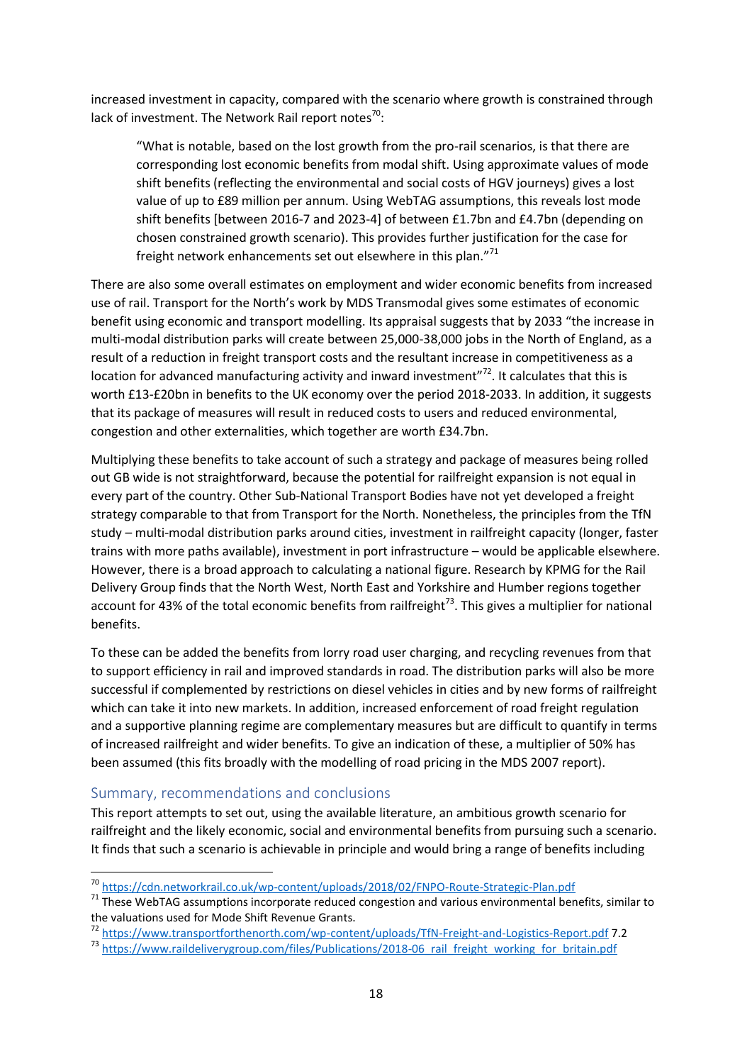increased investment in capacity, compared with the scenario where growth is constrained through lack of investment. The Network Rail report notes[70]:

> "What is notable, based on the lost growth from the pro-rail scenarios, is that there are corresponding lost economic benefits from modal shift. Using approximate values of mode shift benefits (reflecting the environmental and social costs of HGV journeys) gives a lost value of up to £89 million per annum. Using WebTAG assumptions, this reveals lost mode shift benefits [between 2016-7 and 2023-4] of between £1.7bn and £4.7bn (depending on chosen constrained growth scenario). This provides further justification for the case for freight network enhancements set out elsewhere in this plan."[71]

There are also some overall estimates on employment and wider economic benefits from increased use of rail. Transport for the North's work by MDS Transmodal gives some estimates of economic benefit using economic and transport modelling. Its appraisal suggests that by 2033 "the increase in multi-modal distribution parks will create between 25,000-38,000 jobs in the North of England, as a result of a reduction in freight transport costs and the resultant increase in competitiveness as a location for advanced manufacturing activity and inward investment"[72]. It calculates that this is worth £13-£20bn in benefits to the UK economy over the period 2018-2033. In addition, it suggests that its package of measures will result in reduced costs to users and reduced environmental, congestion and other externalities, which together are worth £34.7bn.

Multiplying these benefits to take account of such a strategy and package of measures being rolled out GB wide is not straightforward, because the potential for railfreight expansion is not equal in every part of the country. Other Sub-National Transport Bodies have not yet developed a freight strategy comparable to that from Transport for the North. Nonetheless, the principles from the TfN study – multi-modal distribution parks around cities, investment in railfreight capacity (longer, faster trains with more paths available), investment in port infrastructure – would be applicable elsewhere. However, there is a broad approach to calculating a national figure. Research by KPMG for the Rail Delivery Group finds that the North West, North East and Yorkshire and Humber regions together account for 43% of the total economic benefits from railfreight[73]. This gives a multiplier for national benefits.

To these can be added the benefits from lorry road user charging, and recycling revenues from that to support efficiency in rail and improved standards in road. The distribution parks will also be more successful if complemented by restrictions on diesel vehicles in cities and by new forms of railfreight which can take it into new markets. In addition, increased enforcement of road freight regulation and a supportive planning regime are complementary measures but are difficult to quantify in terms of increased railfreight and wider benefits. To give an indication of these, a multiplier of 50% has been assumed (this fits broadly with the modelling of road pricing in the MDS 2007 report).

## Summary, recommendations and conclusions

This report attempts to set out, using the available literature, an ambitious growth scenario for railfreight and the likely economic, social and environmental benefits from pursuing such a scenario. It finds that such a scenario is achievable in principle and would bring a range of benefits including

---

[70] https://cdn.networkrail.co.uk/wp-content/uploads/2018/02/FNPO-Route-Strategic-Plan.pdf

[71] These WebTAG assumptions incorporate reduced congestion and various environmental benefits, similar to the valuations used for Mode Shift Revenue Grants.

[72] https://www.transportforthenorth.com/wp-content/uploads/TfN-Freight-and-Logistics-Report.pdf 7.2

[73] https://www.raildeliverygroup.com/files/Publications/2018-06_rail_freight_working_for_britain.pdf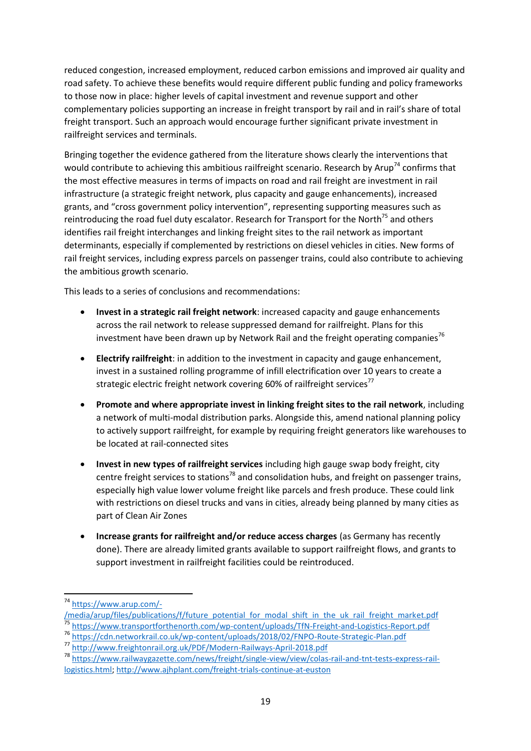reduced congestion, increased employment, reduced carbon emissions and improved air quality and road safety. To achieve these benefits would require different public funding and policy frameworks to those now in place: higher levels of capital investment and revenue support and other complementary policies supporting an increase in freight transport by rail and in rail's share of total freight transport. Such an approach would encourage further significant private investment in railfreight services and terminals.

Bringing together the evidence gathered from the literature shows clearly the interventions that would contribute to achieving this ambitious railfreight scenario. Research by Arup[74] confirms that the most effective measures in terms of impacts on road and rail freight are investment in rail infrastructure (a strategic freight network, plus capacity and gauge enhancements), increased grants, and "cross government policy intervention", representing supporting measures such as reintroducing the road fuel duty escalator. Research for Transport for the North[75] and others identifies rail freight interchanges and linking freight sites to the rail network as important determinants, especially if complemented by restrictions on diesel vehicles in cities. New forms of rail freight services, including express parcels on passenger trains, could also contribute to achieving the ambitious growth scenario.

This leads to a series of conclusions and recommendations:

- **Invest in a strategic rail freight network**: increased capacity and gauge enhancements across the rail network to release suppressed demand for railfreight. Plans for this investment have been drawn up by Network Rail and the freight operating companies[76]
- **Electrify railfreight**: in addition to the investment in capacity and gauge enhancement, invest in a sustained rolling programme of infill electrification over 10 years to create a strategic electric freight network covering 60% of railfreight services[77]
- **Promote and where appropriate invest in linking freight sites to the rail network**, including a network of multi-modal distribution parks. Alongside this, amend national planning policy to actively support railfreight, for example by requiring freight generators like warehouses to be located at rail-connected sites
- **Invest in new types of railfreight services** including high gauge swap body freight, city centre freight services to stations[78] and consolidation hubs, and freight on passenger trains, especially high value lower volume freight like parcels and fresh produce. These could link with restrictions on diesel trucks and vans in cities, already being planned by many cities as part of Clean Air Zones
- **Increase grants for railfreight and/or reduce access charges** (as Germany has recently done). There are already limited grants available to support railfreight flows, and grants to support investment in railfreight facilities could be reintroduced.

---

[74] https://www.arup.com/-/media/arup/files/publications/f/future_potential_for_modal_shift_in_the_uk_rail_freight_market.pdf

[75] https://www.transportforthenorth.com/wp-content/uploads/TfN-Freight-and-Logistics-Report.pdf

[76] https://cdn.networkrail.co.uk/wp-content/uploads/2018/02/FNPO-Route-Strategic-Plan.pdf

[77] http://www.freightonrail.org.uk/PDF/Modern-Railways-April-2018.pdf

[78] https://www.railwaygazette.com/news/freight/single-view/view/colas-rail-and-tnt-tests-express-rail-logistics.html; http://www.ajhplant.com/freight-trials-continue-at-euston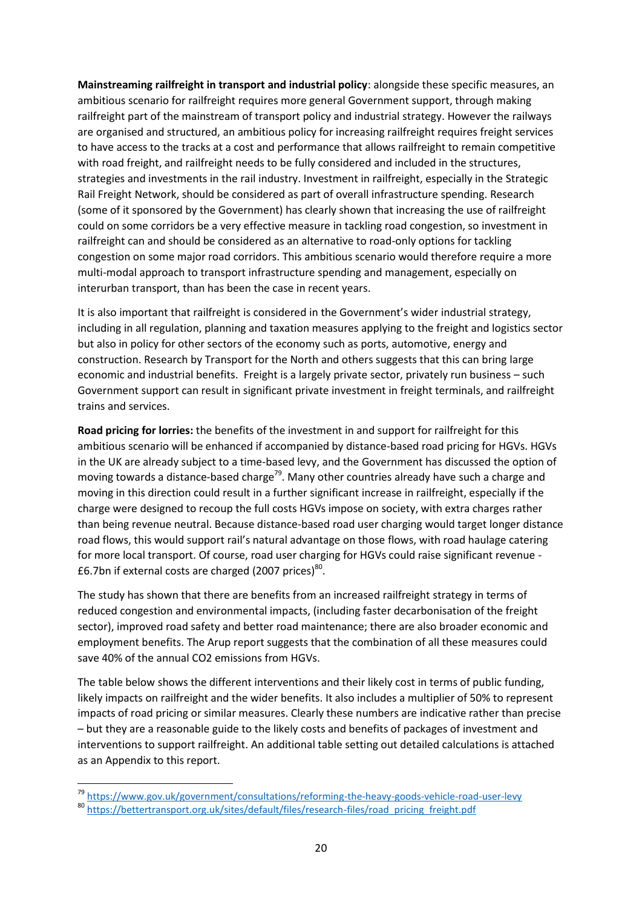**Mainstreaming railfreight in transport and industrial policy**: alongside these specific measures, an ambitious scenario for railfreight requires more general Government support, through making railfreight part of the mainstream of transport policy and industrial strategy. However the railways are organised and structured, an ambitious policy for increasing railfreight requires freight services to have access to the tracks at a cost and performance that allows railfreight to remain competitive with road freight, and railfreight needs to be fully considered and included in the structures, strategies and investments in the rail industry. Investment in railfreight, especially in the Strategic Rail Freight Network, should be considered as part of overall infrastructure spending. Research (some of it sponsored by the Government) has clearly shown that increasing the use of railfreight could on some corridors be a very effective measure in tackling road congestion, so investment in railfreight can and should be considered as an alternative to road-only options for tackling congestion on some major road corridors. This ambitious scenario would therefore require a more multi-modal approach to transport infrastructure spending and management, especially on interurban transport, than has been the case in recent years.

It is also important that railfreight is considered in the Government's wider industrial strategy, including in all regulation, planning and taxation measures applying to the freight and logistics sector but also in policy for other sectors of the economy such as ports, automotive, energy and construction. Research by Transport for the North and others suggests that this can bring large economic and industrial benefits. Freight is a largely private sector, privately run business – such Government support can result in significant private investment in freight terminals, and railfreight trains and services.

**Road pricing for lorries:** the benefits of the investment in and support for railfreight for this ambitious scenario will be enhanced if accompanied by distance-based road pricing for HGVs. HGVs in the UK are already subject to a time-based levy, and the Government has discussed the option of moving towards a distance-based charge[79]. Many other countries already have such a charge and moving in this direction could result in a further significant increase in railfreight, especially if the charge were designed to recoup the full costs HGVs impose on society, with extra charges rather than being revenue neutral. Because distance-based road user charging would target longer distance road flows, this would support rail's natural advantage on those flows, with road haulage catering for more local transport. Of course, road user charging for HGVs could raise significant revenue - £6.7bn if external costs are charged (2007 prices)[80].

The study has shown that there are benefits from an increased railfreight strategy in terms of reduced congestion and environmental impacts, (including faster decarbonisation of the freight sector), improved road safety and better road maintenance; there are also broader economic and employment benefits. The Arup report suggests that the combination of all these measures could save 40% of the annual $CO_2$ emissions from HGVs.

The table below shows the different interventions and their likely cost in terms of public funding, likely impacts on railfreight and the wider benefits. It also includes a multiplier of 50% to represent impacts of road pricing or similar measures. Clearly these numbers are indicative rather than precise – but they are a reasonable guide to the likely costs and benefits of packages of investment and interventions to support railfreight. An additional table setting out detailed calculations is attached as an Appendix to this report.

---

[79] https://www.gov.uk/government/consultations/reforming-the-heavy-goods-vehicle-road-user-levy

[80] https://bettertransport.org.uk/sites/default/files/research-files/road_pricing_freight.pdf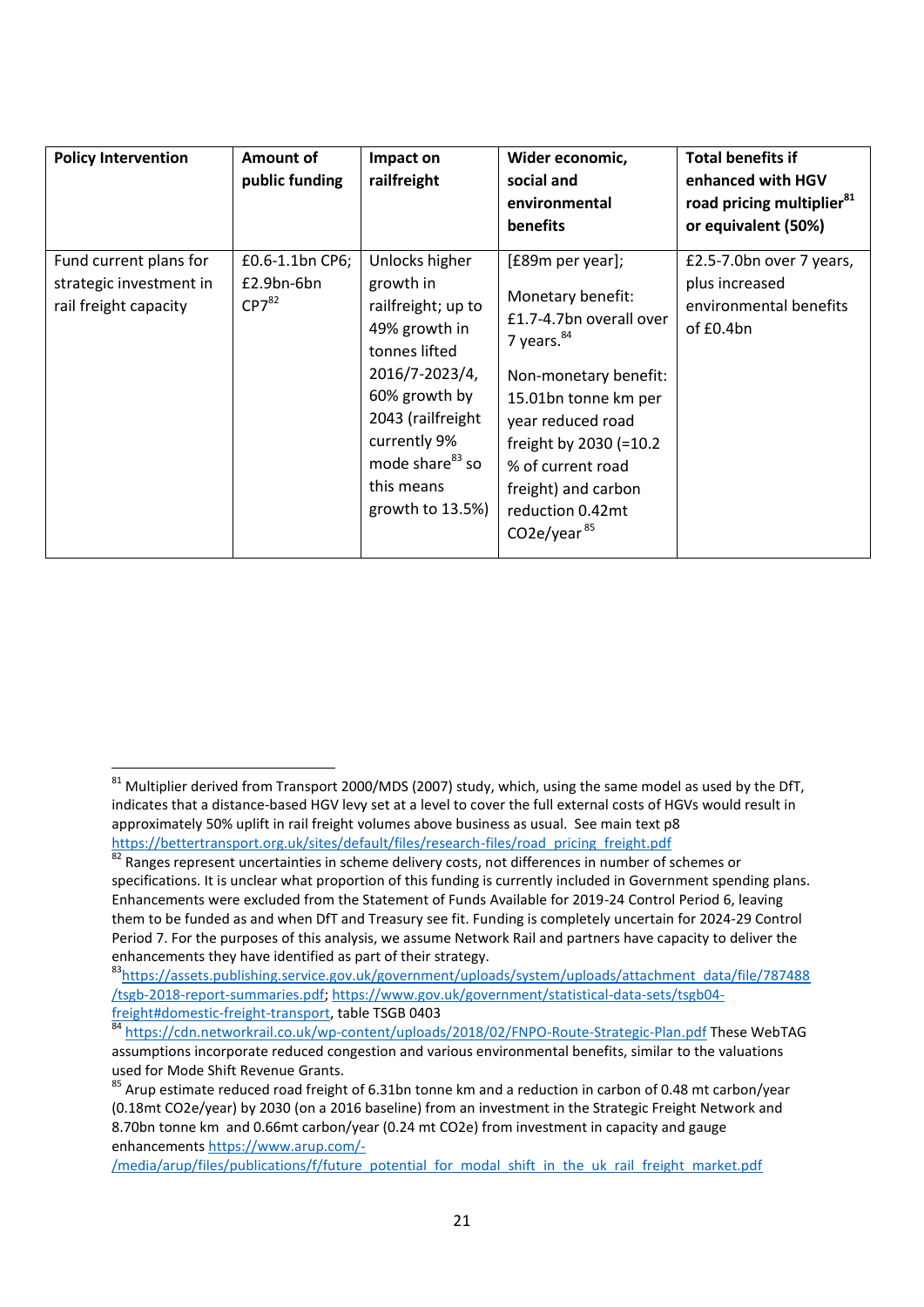| Policy Intervention | Amount of public funding | Impact on railfreight | Wider economic, social and environmental benefits | Total benefits if enhanced with HGV road pricing multiplier[81] or equivalent (50%) |
|---|---|---|---|---|
| Fund current plans for strategic investment in rail freight capacity | £0.6-1.1bn CP6; £2.9bn-6bn CP7[82] | Unlocks higher growth in railfreight; up to 49% growth in tonnes lifted 2016/7-2023/4, 60% growth by 2043 (railfreight currently 9% mode share[83] so this means growth to 13.5%) | [£89m per year];<br><br>Monetary benefit: £1.7-4.7bn overall over 7 years.[84]<br><br>Non-monetary benefit: 15.01bn tonne km per year reduced road freight by 2030 (=10.2 % of current road freight) and carbon reduction 0.42mt CO2e/year[85] | £2.5-7.0bn over 7 years, plus increased environmental benefits of £0.4bn |

[81] Multiplier derived from Transport 2000/MDS (2007) study, which, using the same model as used by the DfT, indicates that a distance-based HGV levy set at a level to cover the full external costs of HGVs would result in approximately 50% uplift in rail freight volumes above business as usual. See main text p8 https://bettertransport.org.uk/sites/default/files/research-files/road_pricing_freight.pdf

[82] Ranges represent uncertainties in scheme delivery costs, not differences in number of schemes or specifications. It is unclear what proportion of this funding is currently included in Government spending plans. Enhancements were excluded from the Statement of Funds Available for 2019-24 Control Period 6, leaving them to be funded as and when DfT and Treasury see fit. Funding is completely uncertain for 2024-29 Control Period 7. For the purposes of this analysis, we assume Network Rail and partners have capacity to deliver the enhancements they have identified as part of their strategy.

[83] https://assets.publishing.service.gov.uk/government/uploads/system/uploads/attachment_data/file/787488/tsgb-2018-report-summaries.pdf; https://www.gov.uk/government/statistical-data-sets/tsgb04-freight#domestic-freight-transport, table TSGB 0403

[84] https://cdn.networkrail.co.uk/wp-content/uploads/2018/02/FNPO-Route-Strategic-Plan.pdf These WebTAG assumptions incorporate reduced congestion and various environmental benefits, similar to the valuations used for Mode Shift Revenue Grants.

[85] Arup estimate reduced road freight of 6.31bn tonne km and a reduction in carbon of 0.48 mt carbon/year (0.18mt CO2e/year) by 2030 (on a 2016 baseline) from an investment in the Strategic Freight Network and 8.70bn tonne km and 0.66mt carbon/year (0.24 mt CO2e) from investment in capacity and gauge enhancements https://www.arup.com/-/media/arup/files/publications/f/future_potential_for_modal_shift_in_the_uk_rail_freight_market.pdf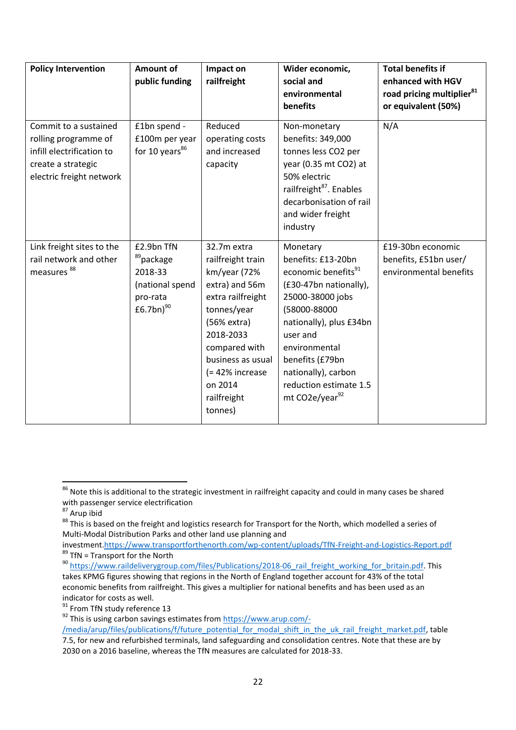| Policy Intervention | Amount of public funding | Impact on railfreight | Wider economic, social and environmental benefits | Total benefits if enhanced with HGV road pricing multiplier[81] or equivalent (50%) |
|---|---|---|---|---|
| Commit to a sustained rolling programme of infill electrification to create a strategic electric freight network | £1bn spend - £100m per year for 10 years[86] | Reduced operating costs and increased capacity | Non-monetary benefits: 349,000 tonnes less CO2 per year (0.35 mt CO2) at 50% electric railfreight[87]. Enables decarbonisation of rail and wider freight industry | N/A |
| Link freight sites to the rail network and other measures [88] | £2.9bn TfN [89]package 2018-33 (national spend pro-rata £6.7bn)[90] | 32.7m extra railfreight train km/year (72% extra) and 56m extra railfreight tonnes/year (56% extra) 2018-2033 compared with business as usual (= 42% increase on 2014 railfreight tonnes) | Monetary benefits: £13-20bn economic benefits[91] (£30-47bn nationally), 25000-38000 jobs (58000-88000 nationally), plus £34bn user and environmental benefits (£79bn nationally), carbon reduction estimate 1.5 mt CO2e/year[92] | £19-30bn economic benefits, £51bn user/ environmental benefits |

[86] Note this is additional to the strategic investment in railfreight capacity and could in many cases be shared with passenger service electrification

[87] Arup ibid

[88] This is based on the freight and logistics research for Transport for the North, which modelled a series of Multi-Modal Distribution Parks and other land use planning and investment.https://www.transportforthenorth.com/wp-content/uploads/TfN-Freight-and-Logistics-Report.pdf

[89] TfN = Transport for the North

[90] https://www.raildeliverygroup.com/files/Publications/2018-06_rail_freight_working_for_britain.pdf. This takes KPMG figures showing that regions in the North of England together account for 43% of the total economic benefits from railfreight. This gives a multiplier for national benefits and has been used as an indicator for costs as well.

[91] From TfN study reference 13

[92] This is using carbon savings estimates from https://www.arup.com/-/media/arup/files/publications/f/future_potential_for_modal_shift_in_the_uk_rail_freight_market.pdf, table 7.5, for new and refurbished terminals, land safeguarding and consolidation centres. Note that these are by 2030 on a 2016 baseline, whereas the TfN measures are calculated for 2018-33.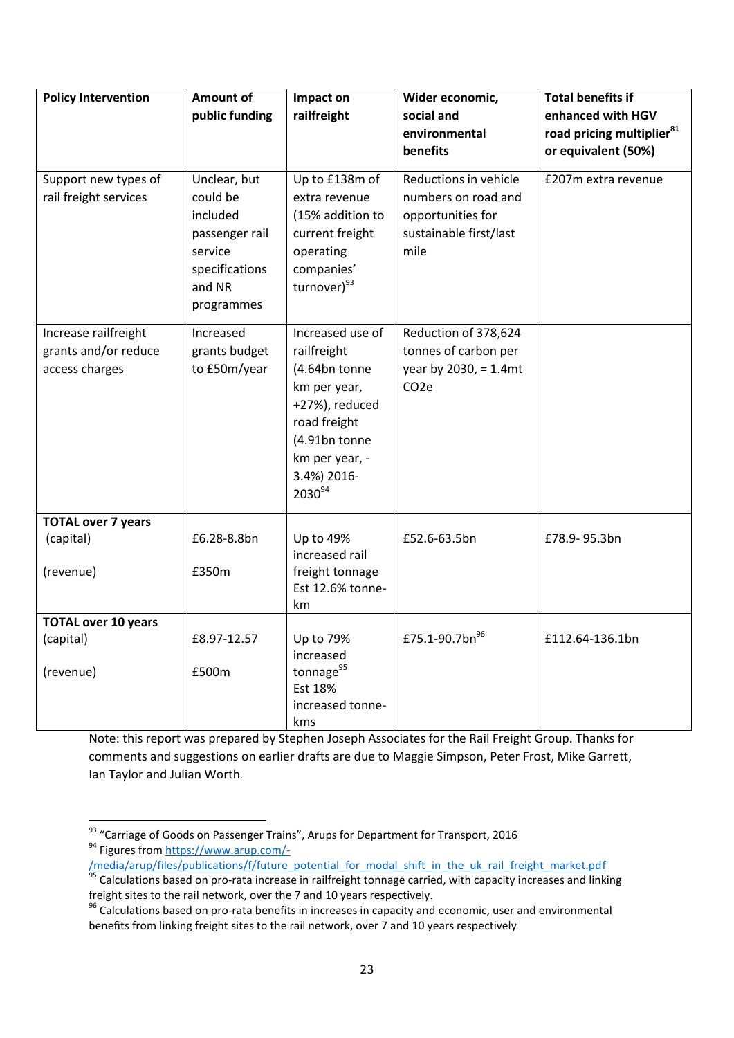| Policy Intervention | Amount of public funding | Impact on railfreight | Wider economic, social and environmental benefits | Total benefits if enhanced with HGV road pricing multiplier[81] or equivalent (50%) |
|---|---|---|---|---|
| Support new types of rail freight services | Unclear, but could be included passenger rail service specifications and NR programmes | Up to £138m of extra revenue (15% addition to current freight operating companies' turnover)[93] | Reductions in vehicle numbers on road and opportunities for sustainable first/last mile | £207m extra revenue |
| Increase railfreight grants and/or reduce access charges | Increased grants budget to £50m/year | Increased use of railfreight (4.64bn tonne km per year, +27%), reduced road freight (4.91bn tonne km per year, -3.4%) 2016-2030[94] | Reduction of 378,624 tonnes of carbon per year by 2030, = 1.4mt CO2e | |
| **TOTAL over 7 years**<br>(capital)<br><br>(revenue) | <br>£6.28-8.8bn<br><br>£350m | <br>Up to 49% increased rail freight tonnage Est 12.6% tonne-km | <br>£52.6-63.5bn | <br>£78.9- 95.3bn |
| **TOTAL over 10 years**<br>(capital)<br><br>(revenue) | <br>£8.97-12.57<br><br>£500m | <br>Up to 79% increased tonnage[95] Est 18% increased tonne-kms | <br>£75.1-90.7bn[96] | <br>£112.64-136.1bn |

Note: this report was prepared by Stephen Joseph Associates for the Rail Freight Group. Thanks for comments and suggestions on earlier drafts are due to Maggie Simpson, Peter Frost, Mike Garrett, Ian Taylor and Julian Worth.

[93] "Carriage of Goods on Passenger Trains", Arups for Department for Transport, 2016

[94] Figures from https://www.arup.com/-/media/arup/files/publications/f/future_potential_for_modal_shift_in_the_uk_rail_freight_market.pdf

[95] Calculations based on pro-rata increase in railfreight tonnage carried, with capacity increases and linking freight sites to the rail network, over the 7 and 10 years respectively.

[96] Calculations based on pro-rata benefits in increases in capacity and economic, user and environmental benefits from linking freight sites to the rail network, over 7 and 10 years respectively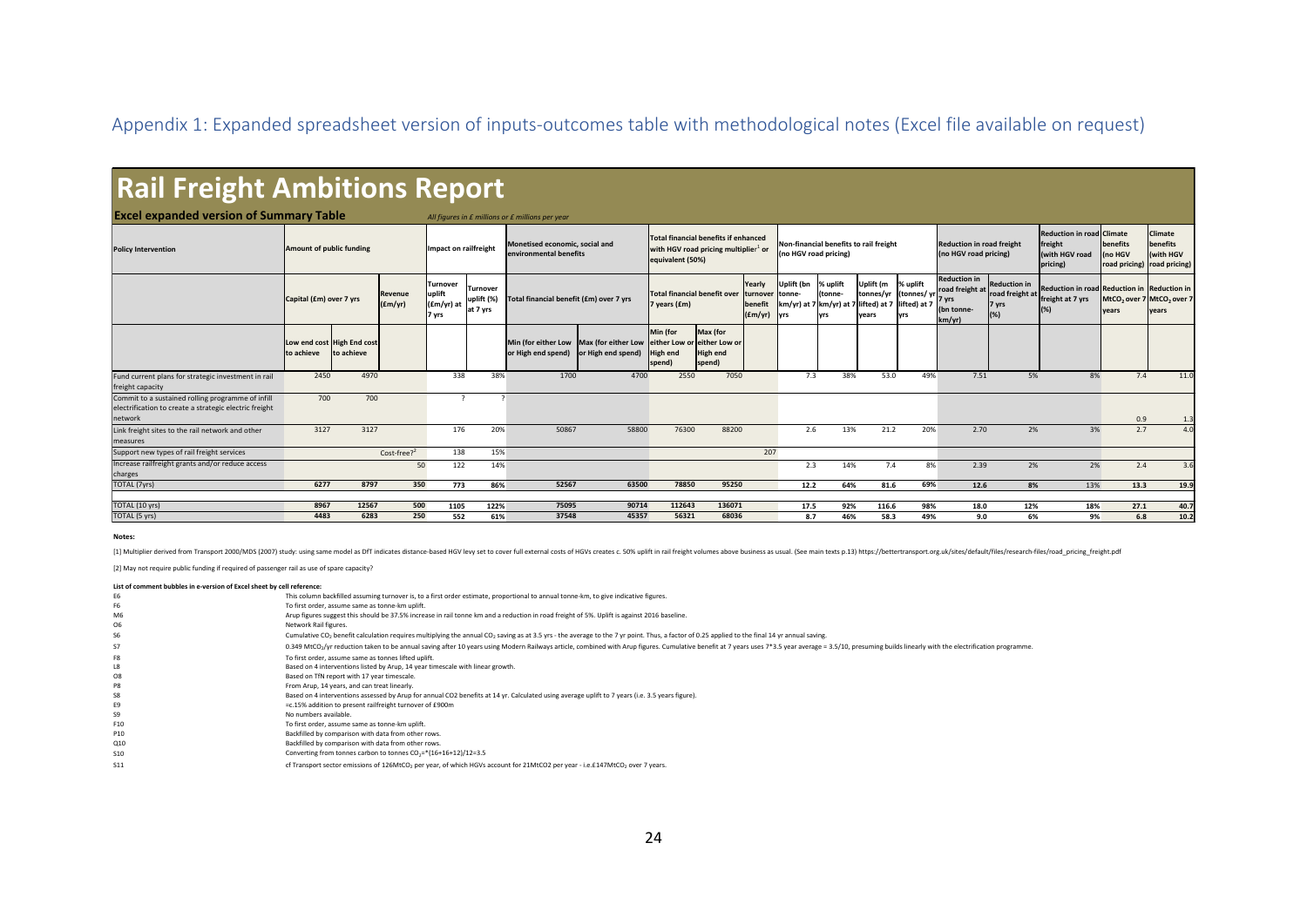## Appendix 1: Expanded spreadsheet version of inputs-outcomes table with methodological notes (Excel file available on request)

# Rail Freight Ambitions Report

**Excel expanded version of Summary Table**

*All figures in £ millions or £ millions per year*

| Policy Intervention | Amount of public funding | | | Impact on railfreight | | Monetised economic, social and environmental benefits | | Total financial benefits if enhanced with HGV road pricing multiplier[1] or equivalent (50%) | | | Non-financial benefits to rail freight (no HGV road pricing) | | | | Reduction in road freight (no HGV road pricing) | | Reduction in road freight (with HGV road pricing) | Climate benefits (no HGV road pricing) | Climate benefits (with HGV road pricing) |
|---|---|---|---|---|---|---|---|---|---|---|---|---|---|---|---|---|---|---|---|
| | Capital (£m) over 7 yrs | | Revenue (£m/yr) | Turnover uplift (£m/yr) at 7 yrs | Turnover uplift (%) at 7 yrs | Total financial benefit (£m) over 7 yrs | | Total financial benefit over 7 years (£m) | | Yearly turnover benefit (£m/yr) | Uplift (bn tonne-km/yr) at 7 yrs | % uplift (tonne-km/yr) at 7 yrs | Uplift (m tonnes/yr lifted) at 7 years | % uplift (tonnes/yr lifted) at 7 yrs | Reduction in road freight at 7 yrs (bn tonne-km/yr) | Reduction in road freight at 7 yrs (%) | Reduction in road freight at 7 yrs (%) | Reduction in $MtCO_2$ over 7 years | Reduction in $MtCO_2$ over 7 years |
| | Low cost to achieve | High End cost to achieve | | | | Min (for either Low or High end spend) | Max (for either Low or High end spend) | Min (for either Low or High end spend) | Max (for either Low or High end spend) | | | | | | | | | | |
| Fund current plans for strategic investment in rail freight capacity | 2450 | 4970 | | 338 | 38% | 1700 | 4700 | 2550 | 7050 | | 7.3 | 38% | 53.0 | 49% | 7.51 | 5% | 8% | 7.4 | 11.0 |
| Commit to a sustained rolling programme of infill electrification to create a strategic electric freight network | 700 | 700 | | ? | ? | | | | | | | | | | | | | 0.9 | 1.3 |
| Link freight sites to the rail network and other measures | 3127 | 3127 | | 176 | 20% | 50867 | 58800 | 76300 | 88200 | | 2.6 | 13% | 21.2 | 20% | 2.70 | 2% | 3% | 2.7 | 4.0 |
| Support new types of rail freight services | | | Cost-free?[2] | 138 | 15% | | | | | 207 | | | | | | | | | |
| Increase railfreight grants and/or reduce access charges | | | 50 | 122 | 14% | | | | | | 2.3 | 14% | 7.4 | 8% | 2.39 | 2% | 2% | 2.4 | 3.6 |
| TOTAL (7yrs) | 6277 | 8797 | 350 | 773 | 86% | 52567 | 63500 | 78850 | 95250 | | 12.2 | 64% | 81.6 | 69% | 12.6 | 8% | 13% | 13.3 | 19.9 |
| TOTAL (10 yrs) | 8967 | 12567 | 500 | 1105 | 122% | 75095 | 90714 | 112643 | 136071 | | 17.5 | 92% | 116.6 | 98% | 18.0 | 12% | 18% | 27.1 | 40.7 |
| TOTAL (5 yrs) | 4483 | 6283 | 250 | 552 | 61% | 37548 | 45357 | 56321 | 68036 | | 8.7 | 46% | 58.3 | 49% | 9.0 | 6% | 9% | 6.8 | 10.2 |

**Notes:**

[1] Multiplier derived from Transport 2000/MDS (2007) study: using same model as DfT indicates distance-based HGV levy set to cover full external costs of HGVs creates c. 50% uplift in rail freight volumes above business as usual. (See main texts p.13) https://bettertransport.org.uk/sites/default/files/research-files/road_pricing_freight.pdf

[2] May not require public funding if required of passenger rail as use of spare capacity?

**List of comment bubbles in e-version of Excel sheet by cell reference:**

| | |
|---|---|
| E6 | This column backfilled assuming turnover is, to a first order estimate, proportional to annual tonne-km, to give indicative figures. |
| F6 | To first order, assume same as tonne-km uplift. |
| M6 | Arup figures suggest this should be 37.5% increase in rail tonne km and a reduction in road freight of 5%. Uplift is against 2016 baseline. |
| O6 | Network Rail figures. |
| S6 | Cumulative $CO_2$ benefit calculation requires multiplying the annual $CO_2$ saving as at 3.5 yrs - the average to the 7 yr point. Thus, a factor of 0.25 applied to the final 14 yr annual saving. |
| S7 | 0.349 $MtCO_2$/yr reduction taken to be annual saving after 10 years using Modern Railways article, combined with Arup figures. Cumulative benefit at 7 years uses 7*3.5 year average = 3.5/10, presuming builds linearly with the electrification programme. |
| F8 | To first order, assume same as tonnes lifted uplift. |
| L8 | Based on 4 interventions listed by Arup, 14 year timescale with linear growth. |
| O8 | Based on TfN report with 17 year timescale. |
| P8 | From Arup, 14 years, and can treat linearly. |
| S8 | Based on 4 interventions assessed by Arup for annual CO2 benefits at 14 yr. Calculated using average uplift to 7 years (i.e. 3.5 years figure). |
| E9 | =c.15% addition to present railfreight turnover of £900m |
| S9 | No numbers available. |
| F10 | To first order, assume same as tonne-km uplift. |
| P10 | Backfilled by comparison with data from other rows. |
| Q10 | Backfilled by comparison with data from other rows. |
| S10 | Converting from tonnes carbon to tonnes $CO_2$=*(16+16+12)/12=3.5 |
| S11 | cf Transport sector emissions of 126$MtCO_2$ per year, of which HGVs account for 21MtCO2 per year - i.e.£147$MtCO_2$ over 7 years. |